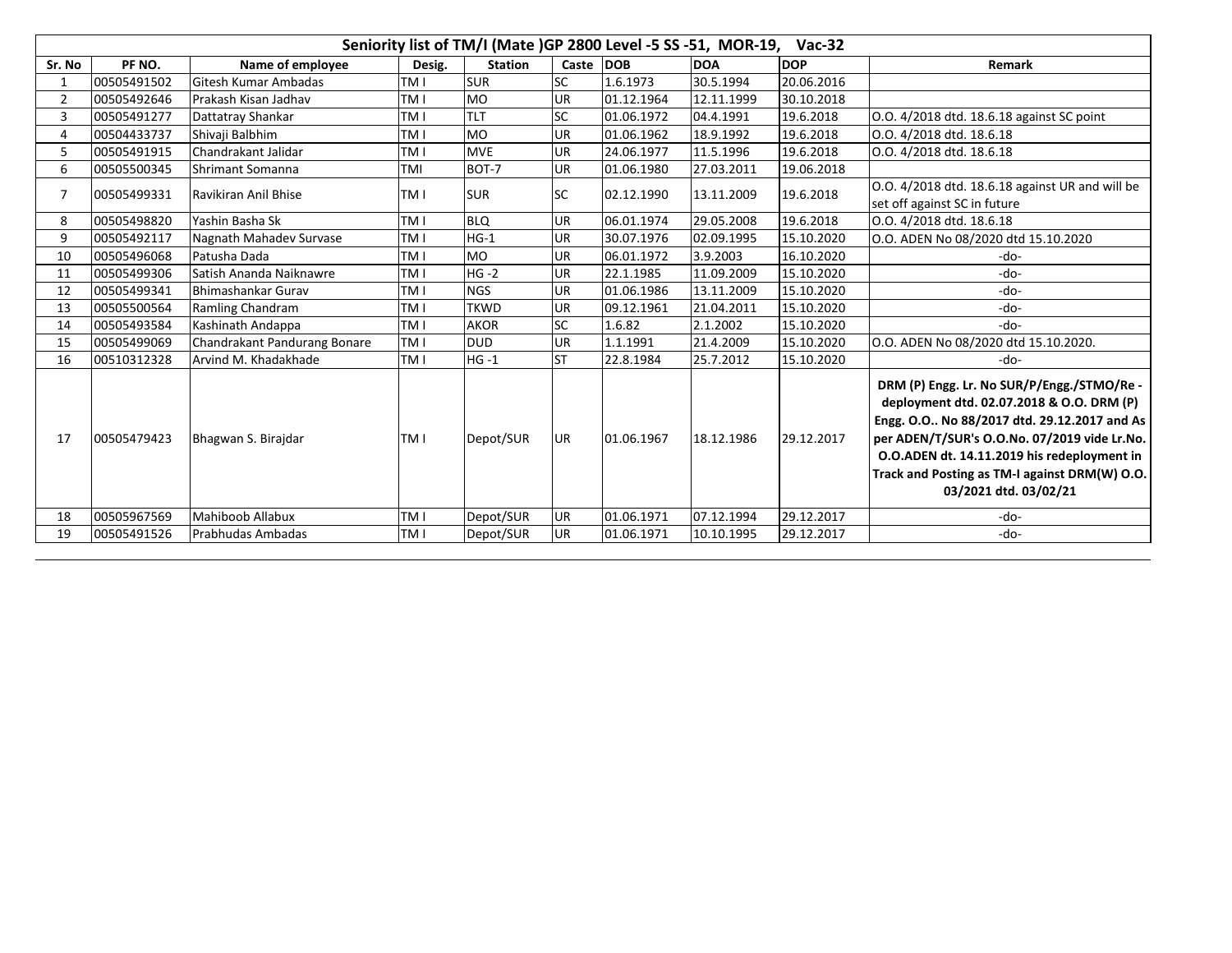| Seniority list of TM/I (Mate )GP 2800 Level -5 SS -51, MOR-19, Vac-32 | | | | | | | | | |
|---|---|---|---|---|---|---|---|---|---|
| Sr. No | PF NO. | Name of employee | Desig. | Station | Caste | DOB | DOA | DOP | Remark |
| 1 | 00505491502 | Gitesh Kumar Ambadas | TM I | SUR | SC | 1.6.1973 | 30.5.1994 | 20.06.2016 | |
| 2 | 00505492646 | Prakash Kisan Jadhav | TM I | MO | UR | 01.12.1964 | 12.11.1999 | 30.10.2018 | |
| 3 | 00505491277 | Dattatray Shankar | TM I | TLT | SC | 01.06.1972 | 04.4.1991 | 19.6.2018 | O.O. 4/2018 dtd. 18.6.18 against SC point |
| 4 | 00504433737 | Shivaji Balbhim | TM I | MO | UR | 01.06.1962 | 18.9.1992 | 19.6.2018 | O.O. 4/2018 dtd. 18.6.18 |
| 5 | 00505491915 | Chandrakant Jalidar | TM I | MVE | UR | 24.06.1977 | 11.5.1996 | 19.6.2018 | O.O. 4/2018 dtd. 18.6.18 |
| 6 | 00505500345 | Shrimant Somanna | TMI | BOT-7 | UR | 01.06.1980 | 27.03.2011 | 19.06.2018 | |
| 7 | 00505499331 | Ravikiran Anil Bhise | TM I | SUR | SC | 02.12.1990 | 13.11.2009 | 19.6.2018 | O.O. 4/2018 dtd. 18.6.18 against UR and will be set off against SC in future |
| 8 | 00505498820 | Yashin Basha Sk | TM I | BLQ | UR | 06.01.1974 | 29.05.2008 | 19.6.2018 | O.O. 4/2018 dtd. 18.6.18 |
| 9 | 00505492117 | Nagnath Mahadev Survase | TM I | HG-1 | UR | 30.07.1976 | 02.09.1995 | 15.10.2020 | O.O. ADEN No 08/2020 dtd 15.10.2020 |
| 10 | 00505496068 | Patusha Dada | TM I | MO | UR | 06.01.1972 | 3.9.2003 | 16.10.2020 | -do- |
| 11 | 00505499306 | Satish Ananda Naiknawre | TM I | HG -2 | UR | 22.1.1985 | 11.09.2009 | 15.10.2020 | -do- |
| 12 | 00505499341 | Bhimashankar Gurav | TM I | NGS | UR | 01.06.1986 | 13.11.2009 | 15.10.2020 | -do- |
| 13 | 00505500564 | Ramling Chandram | TM I | TKWD | UR | 09.12.1961 | 21.04.2011 | 15.10.2020 | -do- |
| 14 | 00505493584 | Kashinath Andappa | TM I | AKOR | SC | 1.6.82 | 2.1.2002 | 15.10.2020 | -do- |
| 15 | 00505499069 | Chandrakant Pandurang Bonare | TM I | DUD | UR | 1.1.1991 | 21.4.2009 | 15.10.2020 | O.O. ADEN No 08/2020 dtd 15.10.2020. |
| 16 | 00510312328 | Arvind M. Khadakhade | TM I | HG -1 | ST | 22.8.1984 | 25.7.2012 | 15.10.2020 | -do- |
| 17 | 00505479423 | Bhagwan S. Birajdar | TM I | Depot/SUR | UR | 01.06.1967 | 18.12.1986 | 29.12.2017 | **DRM (P) Engg. Lr. No SUR/P/Engg./STMO/Re - deployment dtd. 02.07.2018 & O.O. DRM (P) Engg. O.O.. No 88/2017 dtd. 29.12.2017 and As per ADEN/T/SUR's O.O.No. 07/2019 vide Lr.No. O.O.ADEN dt. 14.11.2019 his redeployment in Track and Posting as TM-I against DRM(W) O.O. 03/2021 dtd. 03/02/21** |
| 18 | 00505967569 | Mahiboob Allabux | TM I | Depot/SUR | UR | 01.06.1971 | 07.12.1994 | 29.12.2017 | -do- |
| 19 | 00505491526 | Prabhudas Ambadas | TM I | Depot/SUR | UR | 01.06.1971 | 10.10.1995 | 29.12.2017 | -do- |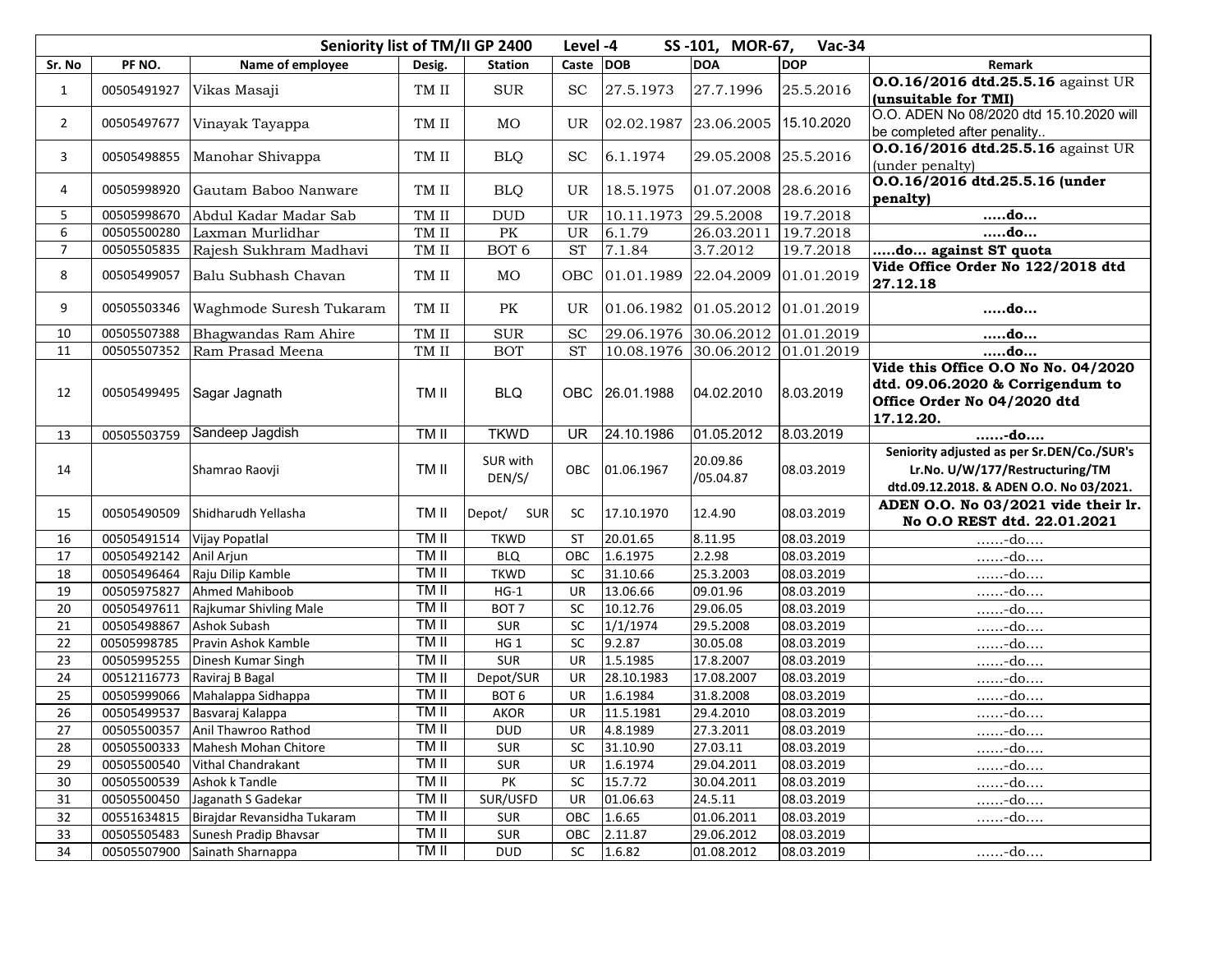| Seniority list of TM/II GP 2400 Level -4 SS -101, MOR-67, Vac-34 | | | | | | | | | |
|---|---|---|---|---|---|---|---|---|---|
| Sr. No | PF NO. | Name of employee | Desig. | Station | Caste | DOB | DOA | DOP | Remark |
| 1 | 00505491927 | Vikas Masaji | TM II | SUR | SC | 27.5.1973 | 27.7.1996 | 25.5.2016 | **O.O.16/2016 dtd.25.5.16** against UR **(unsuitable for TMI)** |
| 2 | 00505497677 | Vinayak Tayappa | TM II | MO | UR | 02.02.1987 | 23.06.2005 | 15.10.2020 | O.O. ADEN No 08/2020 dtd 15.10.2020 will be completed after penality.. |
| 3 | 00505498855 | Manohar Shivappa | TM II | BLQ | SC | 6.1.1974 | 29.05.2008 | 25.5.2016 | **O.O.16/2016 dtd.25.5.16** against UR (under penalty) |
| 4 | 00505998920 | Gautam Baboo Nanware | TM II | BLQ | UR | 18.5.1975 | 01.07.2008 | 28.6.2016 | **O.O.16/2016 dtd.25.5.16 (under penalty)** |
| 5 | 00505998670 | Abdul Kadar Madar Sab | TM II | DUD | UR | 10.11.1973 | 29.5.2008 | 19.7.2018 | **.....do...** |
| 6 | 00505500280 | Laxman Murlidhar | TM II | PK | UR | 6.1.79 | 26.03.2011 | 19.7.2018 | **.....do...** |
| 7 | 00505505835 | Rajesh Sukhram Madhavi | TM II | BOT 6 | ST | 7.1.84 | 3.7.2012 | 19.7.2018 | **.....do... against ST quota** |
| 8 | 00505499057 | Balu Subhash Chavan | TM II | MO | OBC | 01.01.1989 | 22.04.2009 | 01.01.2019 | **Vide Office Order No 122/2018 dtd 27.12.18** |
| 9 | 00505503346 | Waghmode Suresh Tukaram | TM II | PK | UR | 01.06.1982 | 01.05.2012 | 01.01.2019 | **.....do...** |
| 10 | 00505507388 | Bhagwandas Ram Ahire | TM II | SUR | SC | 29.06.1976 | 30.06.2012 | 01.01.2019 | **.....do...** |
| 11 | 00505507352 | Ram Prasad Meena | TM II | BOT | ST | 10.08.1976 | 30.06.2012 | 01.01.2019 | **.....do...** |
| 12 | 00505499495 | Sagar Jagnath | TM II | BLQ | OBC | 26.01.1988 | 04.02.2010 | 8.03.2019 | **Vide this Office O.O No No. 04/2020 dtd. 09.06.2020 & Corrigendum to Office Order No 04/2020 dtd 17.12.20.** |
| 13 | 00505503759 | Sandeep Jagdish | TM II | TKWD | UR | 24.10.1986 | 01.05.2012 | 8.03.2019 | **......-do....** |
| 14 | | Shamrao Raovji | TM II | SUR with DEN/S/ | OBC | 01.06.1967 | 20.09.86 /05.04.87 | 08.03.2019 | **Seniority adjusted as per Sr.DEN/Co./SUR's Lr.No. U/W/177/Restructuring/TM dtd.09.12.2018. & ADEN O.O. No 03/2021.** |
| 15 | 00505490509 | Shidharudh Yellasha | TM II | Depot/ SUR | SC | 17.10.1970 | 12.4.90 | 08.03.2019 | **ADEN O.O. No 03/2021 vide their lr. No O.O REST dtd. 22.01.2021** |
| 16 | 00505491514 | Vijay Popatlal | TM II | TKWD | ST | 20.01.65 | 8.11.95 | 08.03.2019 | ......-do.... |
| 17 | 00505492142 | Anil Arjun | TM II | BLQ | OBC | 1.6.1975 | 2.2.98 | 08.03.2019 | ......-do.... |
| 18 | 00505496464 | Raju Dilip Kamble | TM II | TKWD | SC | 31.10.66 | 25.3.2003 | 08.03.2019 | ......-do.... |
| 19 | 00505975827 | Ahmed Mahiboob | TM II | HG-1 | UR | 13.06.66 | 09.01.96 | 08.03.2019 | ......-do.... |
| 20 | 00505497611 | Rajkumar Shivling Male | TM II | BOT 7 | SC | 10.12.76 | 29.06.05 | 08.03.2019 | ......-do.... |
| 21 | 00505498867 | Ashok Subash | TM II | SUR | SC | 1/1/1974 | 29.5.2008 | 08.03.2019 | ......-do.... |
| 22 | 00505998785 | Pravin Ashok Kamble | TM II | HG 1 | SC | 9.2.87 | 30.05.08 | 08.03.2019 | ......-do.... |
| 23 | 00505995255 | Dinesh Kumar Singh | TM II | SUR | UR | 1.5.1985 | 17.8.2007 | 08.03.2019 | ......-do.... |
| 24 | 00512116773 | Raviraj B Bagal | TM II | Depot/SUR | UR | 28.10.1983 | 17.08.2007 | 08.03.2019 | ......-do.... |
| 25 | 00505999066 | Mahalappa Sidhappa | TM II | BOT 6 | UR | 1.6.1984 | 31.8.2008 | 08.03.2019 | ......-do.... |
| 26 | 00505499537 | Basvaraj Kalappa | TM II | AKOR | UR | 11.5.1981 | 29.4.2010 | 08.03.2019 | ......-do.... |
| 27 | 00505500357 | Anil Thawroo Rathod | TM II | DUD | UR | 4.8.1989 | 27.3.2011 | 08.03.2019 | ......-do.... |
| 28 | 00505500333 | Mahesh Mohan Chitore | TM II | SUR | SC | 31.10.90 | 27.03.11 | 08.03.2019 | ......-do.... |
| 29 | 00505500540 | Vithal Chandrakant | TM II | SUR | UR | 1.6.1974 | 29.04.2011 | 08.03.2019 | ......-do.... |
| 30 | 00505500539 | Ashok k Tandle | TM II | PK | SC | 15.7.72 | 30.04.2011 | 08.03.2019 | ......-do.... |
| 31 | 00505500450 | Jaganath S Gadekar | TM II | SUR/USFD | UR | 01.06.63 | 24.5.11 | 08.03.2019 | ......-do.... |
| 32 | 00551634815 | Birajdar Revansidha Tukaram | TM II | SUR | OBC | 1.6.65 | 01.06.2011 | 08.03.2019 | ......-do.... |
| 33 | 00505505483 | Sunesh Pradip Bhavsar | TM II | SUR | OBC | 2.11.87 | 29.06.2012 | 08.03.2019 | |
| 34 | 00505507900 | Sainath Sharnappa | TM II | DUD | SC | 1.6.82 | 01.08.2012 | 08.03.2019 | ......-do.... |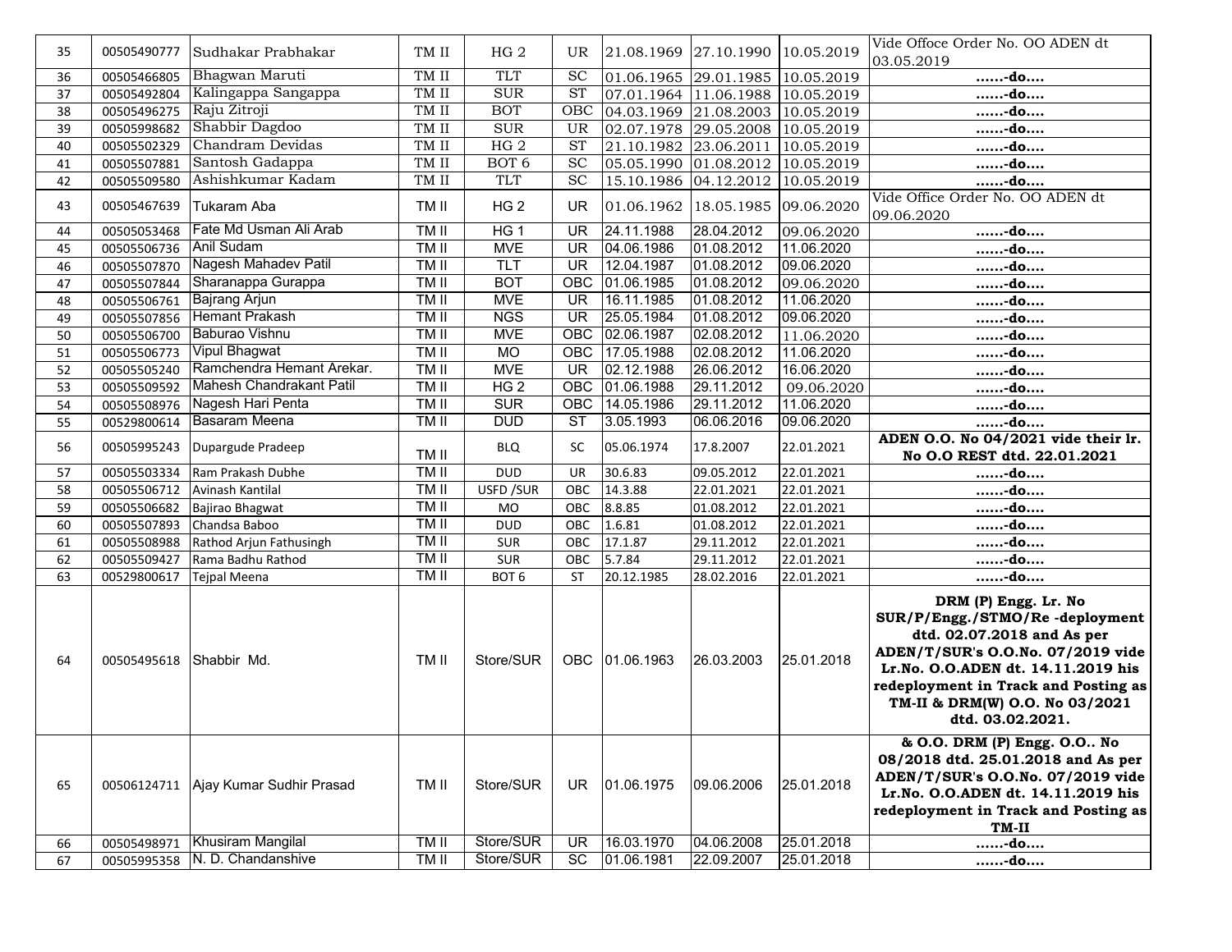| 35 | 00505490777 | Sudhakar Prabhakar | TM II | HG 2 | UR | 21.08.1969 | 27.10.1990 | 10.05.2019 | Vide Offoce Order No. OO ADEN dt 03.05.2019 |
|---|---|---|---|---|---|---|---|---|---|
| 36 | 00505466805 | Bhagwan Maruti | TM II | TLT | SC | 01.06.1965 | 29.01.1985 | 10.05.2019 | ......-do.... |
| 37 | 00505492804 | Kalingappa Sangappa | TM II | SUR | ST | 07.01.1964 | 11.06.1988 | 10.05.2019 | ......-do.... |
| 38 | 00505496275 | Raju Zitroji | TM II | BOT | OBC | 04.03.1969 | 21.08.2003 | 10.05.2019 | ......-do.... |
| 39 | 00505998682 | Shabbir Dagdoo | TM II | SUR | UR | 02.07.1978 | 29.05.2008 | 10.05.2019 | ......-do.... |
| 40 | 00505502329 | Chandram Devidas | TM II | HG 2 | ST | 21.10.1982 | 23.06.2011 | 10.05.2019 | ......-do.... |
| 41 | 00505507881 | Santosh Gadappa | TM II | BOT 6 | SC | 05.05.1990 | 01.08.2012 | 10.05.2019 | ......-do.... |
| 42 | 00505509580 | Ashishkumar Kadam | TM II | TLT | SC | 15.10.1986 | 04.12.2012 | 10.05.2019 | ......-do.... |
| 43 | 00505467639 | Tukaram Aba | TM II | HG 2 | UR | 01.06.1962 | 18.05.1985 | 09.06.2020 | Vide Office Order No. OO ADEN dt 09.06.2020 |
| 44 | 00505053468 | Fate Md Usman Ali Arab | TM II | HG 1 | UR | 24.11.1988 | 28.04.2012 | 09.06.2020 | ......-do.... |
| 45 | 00505506736 | Anil Sudam | TM II | MVE | UR | 04.06.1986 | 01.08.2012 | 11.06.2020 | ......-do.... |
| 46 | 00505507870 | Nagesh Mahadev Patil | TM II | TLT | UR | 12.04.1987 | 01.08.2012 | 09.06.2020 | ......-do.... |
| 47 | 00505507844 | Sharanappa Gurappa | TM II | BOT | OBC | 01.06.1985 | 01.08.2012 | 09.06.2020 | ......-do.... |
| 48 | 00505506761 | Bajrang Arjun | TM II | MVE | UR | 16.11.1985 | 01.08.2012 | 11.06.2020 | ......-do.... |
| 49 | 00505507856 | Hemant Prakash | TM II | NGS | UR | 25.05.1984 | 01.08.2012 | 09.06.2020 | ......-do.... |
| 50 | 00505506700 | Baburao Vishnu | TM II | MVE | OBC | 02.06.1987 | 02.08.2012 | 11.06.2020 | ......-do.... |
| 51 | 00505506773 | Vipul Bhagwat | TM II | MO | OBC | 17.05.1988 | 02.08.2012 | 11.06.2020 | ......-do.... |
| 52 | 00505505240 | Ramchendra Hemant Arekar. | TM II | MVE | UR | 02.12.1988 | 26.06.2012 | 16.06.2020 | ......-do.... |
| 53 | 00505509592 | Mahesh Chandrakant Patil | TM II | HG 2 | OBC | 01.06.1988 | 29.11.2012 | 09.06.2020 | ......-do.... |
| 54 | 00505508976 | Nagesh Hari Penta | TM II | SUR | OBC | 14.05.1986 | 29.11.2012 | 11.06.2020 | ......-do.... |
| 55 | 00529800614 | Basaram Meena | TM II | DUD | ST | 3.05.1993 | 06.06.2016 | 09.06.2020 | ......-do.... |
| 56 | 00505995243 | Dupargude Pradeep | TM II | BLQ | SC | 05.06.1974 | 17.8.2007 | 22.01.2021 | **ADEN O.O. No 04/2021 vide their lr. No O.O REST dtd. 22.01.2021** |
| 57 | 00505503334 | Ram Prakash Dubhe | TM II | DUD | UR | 30.6.83 | 09.05.2012 | 22.01.2021 | ......-do.... |
| 58 | 00505506712 | Avinash Kantilal | TM II | USFD /SUR | OBC | 14.3.88 | 22.01.2021 | 22.01.2021 | ......-do.... |
| 59 | 00505506682 | Bajirao Bhagwat | TM II | MO | OBC | 8.8.85 | 01.08.2012 | 22.01.2021 | ......-do.... |
| 60 | 00505507893 | Chandsa Baboo | TM II | DUD | OBC | 1.6.81 | 01.08.2012 | 22.01.2021 | ......-do.... |
| 61 | 00505508988 | Rathod Arjun Fathusingh | TM II | SUR | OBC | 17.1.87 | 29.11.2012 | 22.01.2021 | ......-do.... |
| 62 | 00505509427 | Rama Badhu Rathod | TM II | SUR | OBC | 5.7.84 | 29.11.2012 | 22.01.2021 | ......-do.... |
| 63 | 00529800617 | Tejpal Meena | TM II | BOT 6 | ST | 20.12.1985 | 28.02.2016 | 22.01.2021 | ......-do.... |
| 64 | 00505495618 | Shabbir Md. | TM II | Store/SUR | OBC | 01.06.1963 | 26.03.2003 | 25.01.2018 | **DRM (P) Engg. Lr. No SUR/P/Engg./STMO/Re -deployment dtd. 02.07.2018 and As per ADEN/T/SUR's O.O.No. 07/2019 vide Lr.No. O.O.ADEN dt. 14.11.2019 his redeployment in Track and Posting as TM-II & DRM(W) O.O. No 03/2021 dtd. 03.02.2021.** |
| 65 | 00506124711 | Ajay Kumar Sudhir Prasad | TM II | Store/SUR | UR | 01.06.1975 | 09.06.2006 | 25.01.2018 | **& O.O. DRM (P) Engg. O.O.. No 08/2018 dtd. 25.01.2018 and As per ADEN/T/SUR's O.O.No. 07/2019 vide Lr.No. O.O.ADEN dt. 14.11.2019 his redeployment in Track and Posting as TM-II** |
| 66 | 00505498971 | Khusiram Mangilal | TM II | Store/SUR | UR | 16.03.1970 | 04.06.2008 | 25.01.2018 | ......-do.... |
| 67 | 00505995358 | N. D. Chandanshive | TM II | Store/SUR | SC | 01.06.1981 | 22.09.2007 | 25.01.2018 | ......-do.... |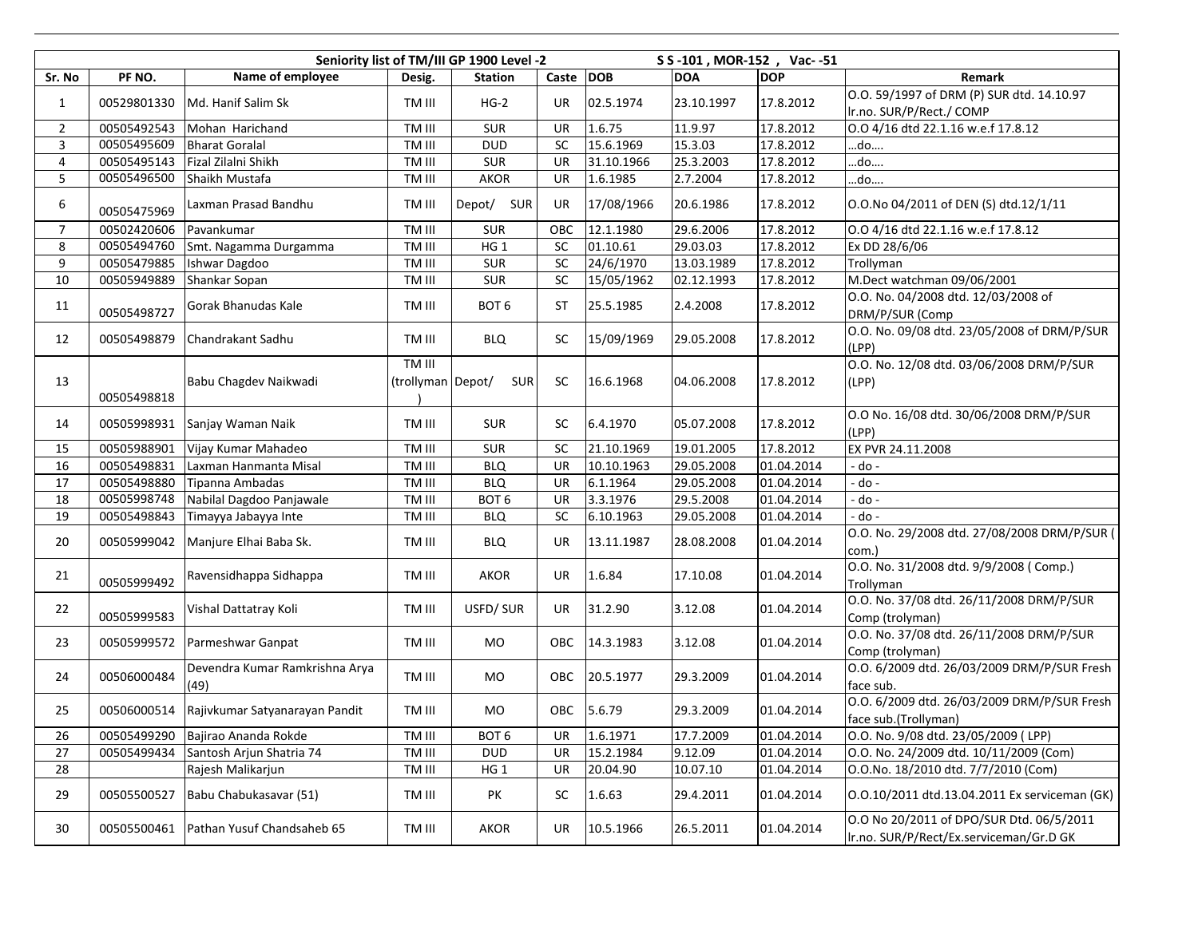| Seniority list of TM/III GP 1900 Level -2 | | | | | | S S -101 , MOR-152 , Vac- -51 | | | |
|---|---|---|---|---|---|---|---|---|---|
| Sr. No | PF NO. | Name of employee | Desig. | Station | Caste | DOB | DOA | DOP | Remark |
| 1 | 00529801330 | Md. Hanif Salim Sk | TM III | HG-2 | UR | 02.5.1974 | 23.10.1997 | 17.8.2012 | O.O. 59/1997 of DRM (P) SUR dtd. 14.10.97 lr.no. SUR/P/Rect./ COMP |
| 2 | 00505492543 | Mohan Harichand | TM III | SUR | UR | 1.6.75 | 11.9.97 | 17.8.2012 | O.O 4/16 dtd 22.1.16 w.e.f 17.8.12 |
| 3 | 00505495609 | Bharat Goralal | TM III | DUD | SC | 15.6.1969 | 15.3.03 | 17.8.2012 | …do…. |
| 4 | 00505495143 | Fizal Zilalni Shikh | TM III | SUR | UR | 31.10.1966 | 25.3.2003 | 17.8.2012 | …do…. |
| 5 | 00505496500 | Shaikh Mustafa | TM III | AKOR | UR | 1.6.1985 | 2.7.2004 | 17.8.2012 | …do…. |
| 6 | 00505475969 | Laxman Prasad Bandhu | TM III | Depot/ SUR | UR | 17/08/1966 | 20.6.1986 | 17.8.2012 | O.O.No 04/2011 of DEN (S) dtd.12/1/11 |
| 7 | 00502420606 | Pavankumar | TM III | SUR | OBC | 12.1.1980 | 29.6.2006 | 17.8.2012 | O.O 4/16 dtd 22.1.16 w.e.f 17.8.12 |
| 8 | 00505494760 | Smt. Nagamma Durgamma | TM III | HG 1 | SC | 01.10.61 | 29.03.03 | 17.8.2012 | Ex DD 28/6/06 |
| 9 | 00505479885 | Ishwar Dagdoo | TM III | SUR | SC | 24/6/1970 | 13.03.1989 | 17.8.2012 | Trollyman |
| 10 | 00505949889 | Shankar Sopan | TM III | SUR | SC | 15/05/1962 | 02.12.1993 | 17.8.2012 | M.Dect watchman 09/06/2001 |
| 11 | 00505498727 | Gorak Bhanudas Kale | TM III | BOT 6 | ST | 25.5.1985 | 2.4.2008 | 17.8.2012 | O.O. No. 04/2008 dtd. 12/03/2008 of DRM/P/SUR (Comp |
| 12 | 00505498879 | Chandrakant Sadhu | TM III | BLQ | SC | 15/09/1969 | 29.05.2008 | 17.8.2012 | O.O. No. 09/08 dtd. 23/05/2008 of DRM/P/SUR (LPP) |
| 13 | 00505498818 | Babu Chagdev Naikwadi | TM III (trollyman) | Depot/ SUR | SC | 16.6.1968 | 04.06.2008 | 17.8.2012 | O.O. No. 12/08 dtd. 03/06/2008 DRM/P/SUR (LPP) |
| 14 | 00505998931 | Sanjay Waman Naik | TM III | SUR | SC | 6.4.1970 | 05.07.2008 | 17.8.2012 | O.O No. 16/08 dtd. 30/06/2008 DRM/P/SUR (LPP) |
| 15 | 00505988901 | Vijay Kumar Mahadeo | TM III | SUR | SC | 21.10.1969 | 19.01.2005 | 17.8.2012 | EX PVR 24.11.2008 |
| 16 | 00505498831 | Laxman Hanmanta Misal | TM III | BLQ | UR | 10.10.1963 | 29.05.2008 | 01.04.2014 | - do - |
| 17 | 00505498880 | Tipanna Ambadas | TM III | BLQ | UR | 6.1.1964 | 29.05.2008 | 01.04.2014 | - do - |
| 18 | 00505998748 | Nabilal Dagdoo Panjawale | TM III | BOT 6 | UR | 3.3.1976 | 29.5.2008 | 01.04.2014 | - do - |
| 19 | 00505498843 | Timayya Jabayya Inte | TM III | BLQ | SC | 6.10.1963 | 29.05.2008 | 01.04.2014 | - do - |
| 20 | 00505999042 | Manjure Elhai Baba Sk. | TM III | BLQ | UR | 13.11.1987 | 28.08.2008 | 01.04.2014 | O.O. No. 29/2008 dtd. 27/08/2008 DRM/P/SUR ( com.) |
| 21 | 00505999492 | Ravensidhappa Sidhappa | TM III | AKOR | UR | 1.6.84 | 17.10.08 | 01.04.2014 | O.O. No. 31/2008 dtd. 9/9/2008 ( Comp.) Trollyman |
| 22 | 00505999583 | Vishal Dattatray Koli | TM III | USFD/ SUR | UR | 31.2.90 | 3.12.08 | 01.04.2014 | O.O. No. 37/08 dtd. 26/11/2008 DRM/P/SUR Comp (trolyman) |
| 23 | 00505999572 | Parmeshwar Ganpat | TM III | MO | OBC | 14.3.1983 | 3.12.08 | 01.04.2014 | O.O. No. 37/08 dtd. 26/11/2008 DRM/P/SUR Comp (trolyman) |
| 24 | 00506000484 | Devendra Kumar Ramkrishna Arya (49) | TM III | MO | OBC | 20.5.1977 | 29.3.2009 | 01.04.2014 | O.O. 6/2009 dtd. 26/03/2009 DRM/P/SUR Fresh face sub. |
| 25 | 00506000514 | Rajivkumar Satyanarayan Pandit | TM III | MO | OBC | 5.6.79 | 29.3.2009 | 01.04.2014 | O.O. 6/2009 dtd. 26/03/2009 DRM/P/SUR Fresh face sub.(Trollyman) |
| 26 | 00505499290 | Bajirao Ananda Rokde | TM III | BOT 6 | UR | 1.6.1971 | 17.7.2009 | 01.04.2014 | O.O. No. 9/08 dtd. 23/05/2009 ( LPP) |
| 27 | 00505499434 | Santosh Arjun Shatria 74 | TM III | DUD | UR | 15.2.1984 | 9.12.09 | 01.04.2014 | O.O. No. 24/2009 dtd. 10/11/2009 (Com) |
| 28 | | Rajesh Malikarjun | TM III | HG 1 | UR | 20.04.90 | 10.07.10 | 01.04.2014 | O.O.No. 18/2010 dtd. 7/7/2010 (Com) |
| 29 | 00505500527 | Babu Chabukasavar (51) | TM III | PK | SC | 1.6.63 | 29.4.2011 | 01.04.2014 | O.O.10/2011 dtd.13.04.2011 Ex serviceman (GK) |
| 30 | 00505500461 | Pathan Yusuf Chandsaheb 65 | TM III | AKOR | UR | 10.5.1966 | 26.5.2011 | 01.04.2014 | O.O No 20/2011 of DPO/SUR Dtd. 06/5/2011 lr.no. SUR/P/Rect/Ex.serviceman/Gr.D GK |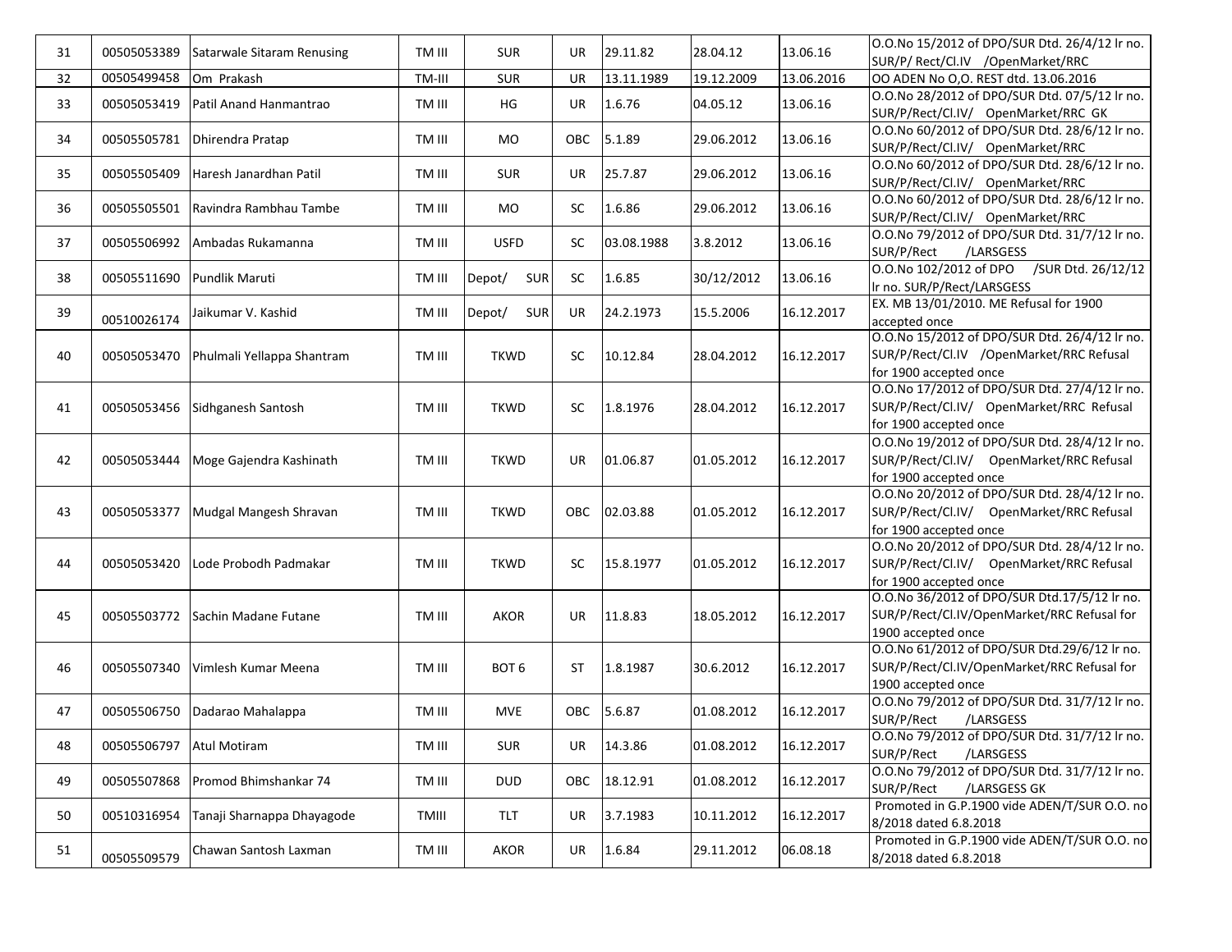| 31 | 00505053389 | Satarwale Sitaram Renusing | TM III | SUR | UR | 29.11.82 | 28.04.12 | 13.06.16 | O.O.No 15/2012 of DPO/SUR Dtd. 26/4/12 lr no. SUR/P/ Rect/Cl.IV /OpenMarket/RRC |
|---|---|---|---|---|---|---|---|---|---|
| 32 | 00505499458 | Om Prakash | TM-III | SUR | UR | 13.11.1989 | 19.12.2009 | 13.06.2016 | OO ADEN No O,O. REST dtd. 13.06.2016 |
| 33 | 00505053419 | Patil Anand Hanmantrao | TM III | HG | UR | 1.6.76 | 04.05.12 | 13.06.16 | O.O.No 28/2012 of DPO/SUR Dtd. 07/5/12 lr no. SUR/P/Rect/Cl.IV/ OpenMarket/RRC GK |
| 34 | 00505505781 | Dhirendra Pratap | TM III | MO | OBC | 5.1.89 | 29.06.2012 | 13.06.16 | O.O.No 60/2012 of DPO/SUR Dtd. 28/6/12 lr no. SUR/P/Rect/Cl.IV/ OpenMarket/RRC |
| 35 | 00505505409 | Haresh Janardhan Patil | TM III | SUR | UR | 25.7.87 | 29.06.2012 | 13.06.16 | O.O.No 60/2012 of DPO/SUR Dtd. 28/6/12 lr no. SUR/P/Rect/Cl.IV/ OpenMarket/RRC |
| 36 | 00505505501 | Ravindra Rambhau Tambe | TM III | MO | SC | 1.6.86 | 29.06.2012 | 13.06.16 | O.O.No 60/2012 of DPO/SUR Dtd. 28/6/12 lr no. SUR/P/Rect/Cl.IV/ OpenMarket/RRC |
| 37 | 00505506992 | Ambadas Rukamanna | TM III | USFD | SC | 03.08.1988 | 3.8.2012 | 13.06.16 | O.O.No 79/2012 of DPO/SUR Dtd. 31/7/12 lr no. SUR/P/Rect /LARSGESS |
| 38 | 00505511690 | Pundlik Maruti | TM III | Depot/ SUR | SC | 1.6.85 | 30/12/2012 | 13.06.16 | O.O.No 102/2012 of DPO /SUR Dtd. 26/12/12 lr no. SUR/P/Rect/LARSGESS |
| 39 | 00510026174 | Jaikumar V. Kashid | TM III | Depot/ SUR | UR | 24.2.1973 | 15.5.2006 | 16.12.2017 | EX. MB 13/01/2010. ME Refusal for 1900 accepted once |
| 40 | 00505053470 | Phulmali Yellappa Shantram | TM III | TKWD | SC | 10.12.84 | 28.04.2012 | 16.12.2017 | O.O.No 15/2012 of DPO/SUR Dtd. 26/4/12 lr no. SUR/P/Rect/Cl.IV /OpenMarket/RRC Refusal for 1900 accepted once |
| 41 | 00505053456 | Sidhganesh Santosh | TM III | TKWD | SC | 1.8.1976 | 28.04.2012 | 16.12.2017 | O.O.No 17/2012 of DPO/SUR Dtd. 27/4/12 lr no. SUR/P/Rect/Cl.IV/ OpenMarket/RRC Refusal for 1900 accepted once |
| 42 | 00505053444 | Moge Gajendra Kashinath | TM III | TKWD | UR | 01.06.87 | 01.05.2012 | 16.12.2017 | O.O.No 19/2012 of DPO/SUR Dtd. 28/4/12 lr no. SUR/P/Rect/Cl.IV/ OpenMarket/RRC Refusal for 1900 accepted once |
| 43 | 00505053377 | Mudgal Mangesh Shravan | TM III | TKWD | OBC | 02.03.88 | 01.05.2012 | 16.12.2017 | O.O.No 20/2012 of DPO/SUR Dtd. 28/4/12 lr no. SUR/P/Rect/Cl.IV/ OpenMarket/RRC Refusal for 1900 accepted once |
| 44 | 00505053420 | Lode Probodh Padmakar | TM III | TKWD | SC | 15.8.1977 | 01.05.2012 | 16.12.2017 | O.O.No 20/2012 of DPO/SUR Dtd. 28/4/12 lr no. SUR/P/Rect/Cl.IV/ OpenMarket/RRC Refusal for 1900 accepted once |
| 45 | 00505503772 | Sachin Madane Futane | TM III | AKOR | UR | 11.8.83 | 18.05.2012 | 16.12.2017 | O.O.No 36/2012 of DPO/SUR Dtd.17/5/12 lr no. SUR/P/Rect/Cl.IV/OpenMarket/RRC Refusal for 1900 accepted once |
| 46 | 00505507340 | Vimlesh Kumar Meena | TM III | BOT 6 | ST | 1.8.1987 | 30.6.2012 | 16.12.2017 | O.O.No 61/2012 of DPO/SUR Dtd.29/6/12 lr no. SUR/P/Rect/Cl.IV/OpenMarket/RRC Refusal for 1900 accepted once |
| 47 | 00505506750 | Dadarao Mahalappa | TM III | MVE | OBC | 5.6.87 | 01.08.2012 | 16.12.2017 | O.O.No 79/2012 of DPO/SUR Dtd. 31/7/12 lr no. SUR/P/Rect /LARSGESS |
| 48 | 00505506797 | Atul Motiram | TM III | SUR | UR | 14.3.86 | 01.08.2012 | 16.12.2017 | O.O.No 79/2012 of DPO/SUR Dtd. 31/7/12 lr no. SUR/P/Rect /LARSGESS |
| 49 | 00505507868 | Promod Bhimshankar 74 | TM III | DUD | OBC | 18.12.91 | 01.08.2012 | 16.12.2017 | O.O.No 79/2012 of DPO/SUR Dtd. 31/7/12 lr no. SUR/P/Rect /LARSGESS GK |
| 50 | 00510316954 | Tanaji Sharnappa Dhayagode | TMIII | TLT | UR | 3.7.1983 | 10.11.2012 | 16.12.2017 | Promoted in G.P.1900 vide ADEN/T/SUR O.O. no 8/2018 dated 6.8.2018 |
| 51 | 00505509579 | Chawan Santosh Laxman | TM III | AKOR | UR | 1.6.84 | 29.11.2012 | 06.08.18 | Promoted in G.P.1900 vide ADEN/T/SUR O.O. no 8/2018 dated 6.8.2018 |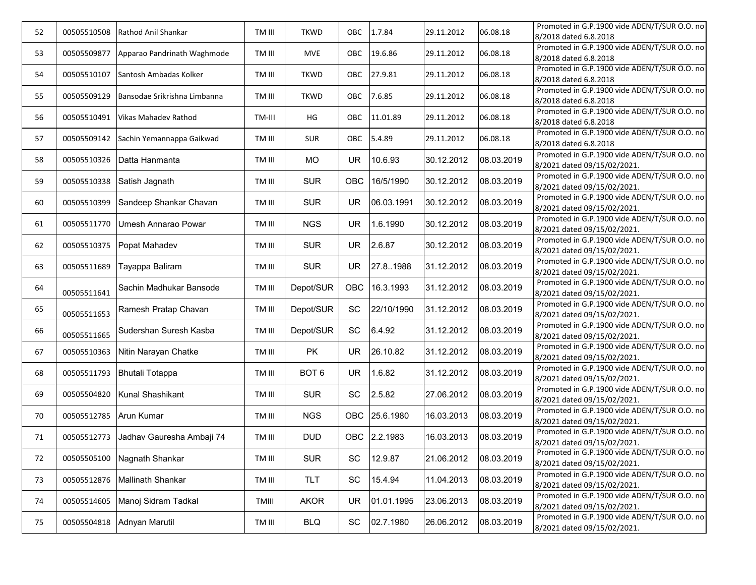| 52 | 00505510508 | Rathod Anil Shankar | TM III | TKWD | OBC | 1.7.84 | 29.11.2012 | 06.08.18 | Promoted in G.P.1900 vide ADEN/T/SUR O.O. no 8/2018 dated 6.8.2018 |
|---|---|---|---|---|---|---|---|---|---|
| 53 | 00505509877 | Apparao Pandrinath Waghmode | TM III | MVE | OBC | 19.6.86 | 29.11.2012 | 06.08.18 | Promoted in G.P.1900 vide ADEN/T/SUR O.O. no 8/2018 dated 6.8.2018 |
| 54 | 00505510107 | Santosh Ambadas Kolker | TM III | TKWD | OBC | 27.9.81 | 29.11.2012 | 06.08.18 | Promoted in G.P.1900 vide ADEN/T/SUR O.O. no 8/2018 dated 6.8.2018 |
| 55 | 00505509129 | Bansodae Srikrishna Limbanna | TM III | TKWD | OBC | 7.6.85 | 29.11.2012 | 06.08.18 | Promoted in G.P.1900 vide ADEN/T/SUR O.O. no 8/2018 dated 6.8.2018 |
| 56 | 00505510491 | Vikas Mahadev Rathod | TM-III | HG | OBC | 11.01.89 | 29.11.2012 | 06.08.18 | Promoted in G.P.1900 vide ADEN/T/SUR O.O. no 8/2018 dated 6.8.2018 |
| 57 | 00505509142 | Sachin Yemannappa Gaikwad | TM III | SUR | OBC | 5.4.89 | 29.11.2012 | 06.08.18 | Promoted in G.P.1900 vide ADEN/T/SUR O.O. no 8/2018 dated 6.8.2018 |
| 58 | 00505510326 | Datta Hanmanta | TM III | MO | UR | 10.6.93 | 30.12.2012 | 08.03.2019 | Promoted in G.P.1900 vide ADEN/T/SUR O.O. no 8/2021 dated 09/15/02/2021. |
| 59 | 00505510338 | Satish Jagnath | TM III | SUR | OBC | 16/5/1990 | 30.12.2012 | 08.03.2019 | Promoted in G.P.1900 vide ADEN/T/SUR O.O. no 8/2021 dated 09/15/02/2021. |
| 60 | 00505510399 | Sandeep Shankar Chavan | TM III | SUR | UR | 06.03.1991 | 30.12.2012 | 08.03.2019 | Promoted in G.P.1900 vide ADEN/T/SUR O.O. no 8/2021 dated 09/15/02/2021. |
| 61 | 00505511770 | Umesh Annarao Powar | TM III | NGS | UR | 1.6.1990 | 30.12.2012 | 08.03.2019 | Promoted in G.P.1900 vide ADEN/T/SUR O.O. no 8/2021 dated 09/15/02/2021. |
| 62 | 00505510375 | Popat Mahadev | TM III | SUR | UR | 2.6.87 | 30.12.2012 | 08.03.2019 | Promoted in G.P.1900 vide ADEN/T/SUR O.O. no 8/2021 dated 09/15/02/2021. |
| 63 | 00505511689 | Tayappa Baliram | TM III | SUR | UR | 27.8..1988 | 31.12.2012 | 08.03.2019 | Promoted in G.P.1900 vide ADEN/T/SUR O.O. no 8/2021 dated 09/15/02/2021. |
| 64 | 00505511641 | Sachin Madhukar Bansode | TM III | Depot/SUR | OBC | 16.3.1993 | 31.12.2012 | 08.03.2019 | Promoted in G.P.1900 vide ADEN/T/SUR O.O. no 8/2021 dated 09/15/02/2021. |
| 65 | 00505511653 | Ramesh Pratap Chavan | TM III | Depot/SUR | SC | 22/10/1990 | 31.12.2012 | 08.03.2019 | Promoted in G.P.1900 vide ADEN/T/SUR O.O. no 8/2021 dated 09/15/02/2021. |
| 66 | 00505511665 | Sudershan Suresh Kasba | TM III | Depot/SUR | SC | 6.4.92 | 31.12.2012 | 08.03.2019 | Promoted in G.P.1900 vide ADEN/T/SUR O.O. no 8/2021 dated 09/15/02/2021. |
| 67 | 00505510363 | Nitin Narayan Chatke | TM III | PK | UR | 26.10.82 | 31.12.2012 | 08.03.2019 | Promoted in G.P.1900 vide ADEN/T/SUR O.O. no 8/2021 dated 09/15/02/2021. |
| 68 | 00505511793 | Bhutali Totappa | TM III | BOT 6 | UR | 1.6.82 | 31.12.2012 | 08.03.2019 | Promoted in G.P.1900 vide ADEN/T/SUR O.O. no 8/2021 dated 09/15/02/2021. |
| 69 | 00505504820 | Kunal Shashikant | TM III | SUR | SC | 2.5.82 | 27.06.2012 | 08.03.2019 | Promoted in G.P.1900 vide ADEN/T/SUR O.O. no 8/2021 dated 09/15/02/2021. |
| 70 | 00505512785 | Arun Kumar | TM III | NGS | OBC | 25.6.1980 | 16.03.2013 | 08.03.2019 | Promoted in G.P.1900 vide ADEN/T/SUR O.O. no 8/2021 dated 09/15/02/2021. |
| 71 | 00505512773 | Jadhav Gauresha Ambaji 74 | TM III | DUD | OBC | 2.2.1983 | 16.03.2013 | 08.03.2019 | Promoted in G.P.1900 vide ADEN/T/SUR O.O. no 8/2021 dated 09/15/02/2021. |
| 72 | 00505505100 | Nagnath Shankar | TM III | SUR | SC | 12.9.87 | 21.06.2012 | 08.03.2019 | Promoted in G.P.1900 vide ADEN/T/SUR O.O. no 8/2021 dated 09/15/02/2021. |
| 73 | 00505512876 | Mallinath Shankar | TM III | TLT | SC | 15.4.94 | 11.04.2013 | 08.03.2019 | Promoted in G.P.1900 vide ADEN/T/SUR O.O. no 8/2021 dated 09/15/02/2021. |
| 74 | 00505514605 | Manoj Sidram Tadkal | TMIII | AKOR | UR | 01.01.1995 | 23.06.2013 | 08.03.2019 | Promoted in G.P.1900 vide ADEN/T/SUR O.O. no 8/2021 dated 09/15/02/2021. |
| 75 | 00505504818 | Adnyan Marutil | TM III | BLQ | SC | 02.7.1980 | 26.06.2012 | 08.03.2019 | Promoted in G.P.1900 vide ADEN/T/SUR O.O. no 8/2021 dated 09/15/02/2021. |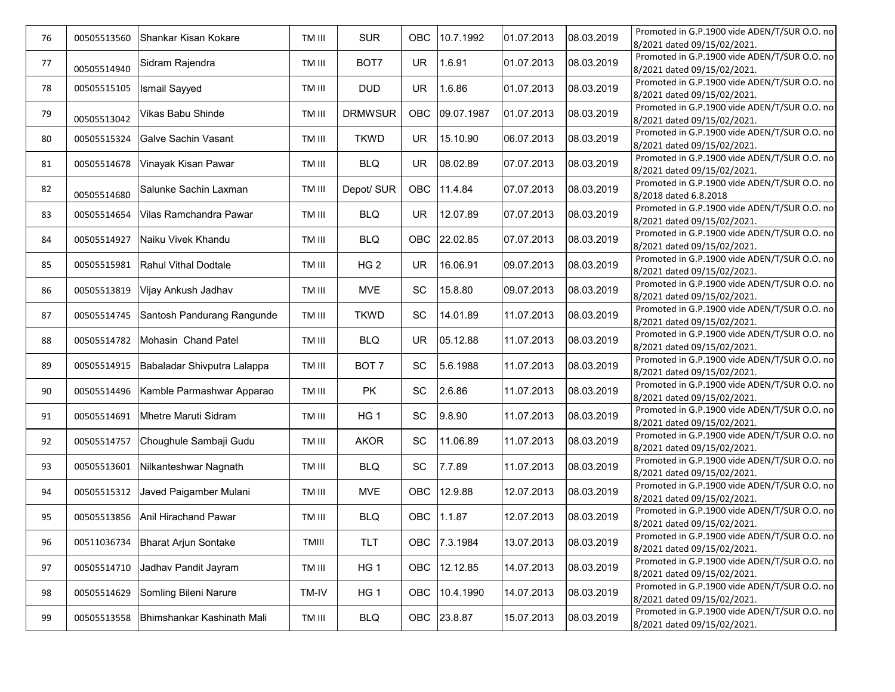| 76 | 00505513560 | Shankar Kisan Kokare | TM III | SUR | OBC | 10.7.1992 | 01.07.2013 | 08.03.2019 | Promoted in G.P.1900 vide ADEN/T/SUR O.O. no 8/2021 dated 09/15/02/2021. |
|---|---|---|---|---|---|---|---|---|---|
| 77 | 00505514940 | Sidram Rajendra | TM III | BOT7 | UR | 1.6.91 | 01.07.2013 | 08.03.2019 | Promoted in G.P.1900 vide ADEN/T/SUR O.O. no 8/2021 dated 09/15/02/2021. |
| 78 | 00505515105 | Ismail Sayyed | TM III | DUD | UR | 1.6.86 | 01.07.2013 | 08.03.2019 | Promoted in G.P.1900 vide ADEN/T/SUR O.O. no 8/2021 dated 09/15/02/2021. |
| 79 | 00505513042 | Vikas Babu Shinde | TM III | DRMWSUR | OBC | 09.07.1987 | 01.07.2013 | 08.03.2019 | Promoted in G.P.1900 vide ADEN/T/SUR O.O. no 8/2021 dated 09/15/02/2021. |
| 80 | 00505515324 | Galve Sachin Vasant | TM III | TKWD | UR | 15.10.90 | 06.07.2013 | 08.03.2019 | Promoted in G.P.1900 vide ADEN/T/SUR O.O. no 8/2021 dated 09/15/02/2021. |
| 81 | 00505514678 | Vinayak Kisan Pawar | TM III | BLQ | UR | 08.02.89 | 07.07.2013 | 08.03.2019 | Promoted in G.P.1900 vide ADEN/T/SUR O.O. no 8/2021 dated 09/15/02/2021. |
| 82 | 00505514680 | Salunke Sachin Laxman | TM III | Depot/ SUR | OBC | 11.4.84 | 07.07.2013 | 08.03.2019 | Promoted in G.P.1900 vide ADEN/T/SUR O.O. no 8/2018 dated 6.8.2018 |
| 83 | 00505514654 | Vilas Ramchandra Pawar | TM III | BLQ | UR | 12.07.89 | 07.07.2013 | 08.03.2019 | Promoted in G.P.1900 vide ADEN/T/SUR O.O. no 8/2021 dated 09/15/02/2021. |
| 84 | 00505514927 | Naiku Vivek Khandu | TM III | BLQ | OBC | 22.02.85 | 07.07.2013 | 08.03.2019 | Promoted in G.P.1900 vide ADEN/T/SUR O.O. no 8/2021 dated 09/15/02/2021. |
| 85 | 00505515981 | Rahul Vithal Dodtale | TM III | HG 2 | UR | 16.06.91 | 09.07.2013 | 08.03.2019 | Promoted in G.P.1900 vide ADEN/T/SUR O.O. no 8/2021 dated 09/15/02/2021. |
| 86 | 00505513819 | Vijay Ankush Jadhav | TM III | MVE | SC | 15.8.80 | 09.07.2013 | 08.03.2019 | Promoted in G.P.1900 vide ADEN/T/SUR O.O. no 8/2021 dated 09/15/02/2021. |
| 87 | 00505514745 | Santosh Pandurang Rangunde | TM III | TKWD | SC | 14.01.89 | 11.07.2013 | 08.03.2019 | Promoted in G.P.1900 vide ADEN/T/SUR O.O. no 8/2021 dated 09/15/02/2021. |
| 88 | 00505514782 | Mohasin Chand Patel | TM III | BLQ | UR | 05.12.88 | 11.07.2013 | 08.03.2019 | Promoted in G.P.1900 vide ADEN/T/SUR O.O. no 8/2021 dated 09/15/02/2021. |
| 89 | 00505514915 | Babaladar Shivputra Lalappa | TM III | BOT 7 | SC | 5.6.1988 | 11.07.2013 | 08.03.2019 | Promoted in G.P.1900 vide ADEN/T/SUR O.O. no 8/2021 dated 09/15/02/2021. |
| 90 | 00505514496 | Kamble Parmashwar Apparao | TM III | PK | SC | 2.6.86 | 11.07.2013 | 08.03.2019 | Promoted in G.P.1900 vide ADEN/T/SUR O.O. no 8/2021 dated 09/15/02/2021. |
| 91 | 00505514691 | Mhetre Maruti Sidram | TM III | HG 1 | SC | 9.8.90 | 11.07.2013 | 08.03.2019 | Promoted in G.P.1900 vide ADEN/T/SUR O.O. no 8/2021 dated 09/15/02/2021. |
| 92 | 00505514757 | Choughule Sambaji Gudu | TM III | AKOR | SC | 11.06.89 | 11.07.2013 | 08.03.2019 | Promoted in G.P.1900 vide ADEN/T/SUR O.O. no 8/2021 dated 09/15/02/2021. |
| 93 | 00505513601 | Nilkanteshwar Nagnath | TM III | BLQ | SC | 7.7.89 | 11.07.2013 | 08.03.2019 | Promoted in G.P.1900 vide ADEN/T/SUR O.O. no 8/2021 dated 09/15/02/2021. |
| 94 | 00505515312 | Javed Paigamber Mulani | TM III | MVE | OBC | 12.9.88 | 12.07.2013 | 08.03.2019 | Promoted in G.P.1900 vide ADEN/T/SUR O.O. no 8/2021 dated 09/15/02/2021. |
| 95 | 00505513856 | Anil Hirachand Pawar | TM III | BLQ | OBC | 1.1.87 | 12.07.2013 | 08.03.2019 | Promoted in G.P.1900 vide ADEN/T/SUR O.O. no 8/2021 dated 09/15/02/2021. |
| 96 | 00511036734 | Bharat Arjun Sontake | TMIII | TLT | OBC | 7.3.1984 | 13.07.2013 | 08.03.2019 | Promoted in G.P.1900 vide ADEN/T/SUR O.O. no 8/2021 dated 09/15/02/2021. |
| 97 | 00505514710 | Jadhav Pandit Jayram | TM III | HG 1 | OBC | 12.12.85 | 14.07.2013 | 08.03.2019 | Promoted in G.P.1900 vide ADEN/T/SUR O.O. no 8/2021 dated 09/15/02/2021. |
| 98 | 00505514629 | Somling Bileni Narure | TM-IV | HG 1 | OBC | 10.4.1990 | 14.07.2013 | 08.03.2019 | Promoted in G.P.1900 vide ADEN/T/SUR O.O. no 8/2021 dated 09/15/02/2021. |
| 99 | 00505513558 | Bhimshankar Kashinath Mali | TM III | BLQ | OBC | 23.8.87 | 15.07.2013 | 08.03.2019 | Promoted in G.P.1900 vide ADEN/T/SUR O.O. no 8/2021 dated 09/15/02/2021. |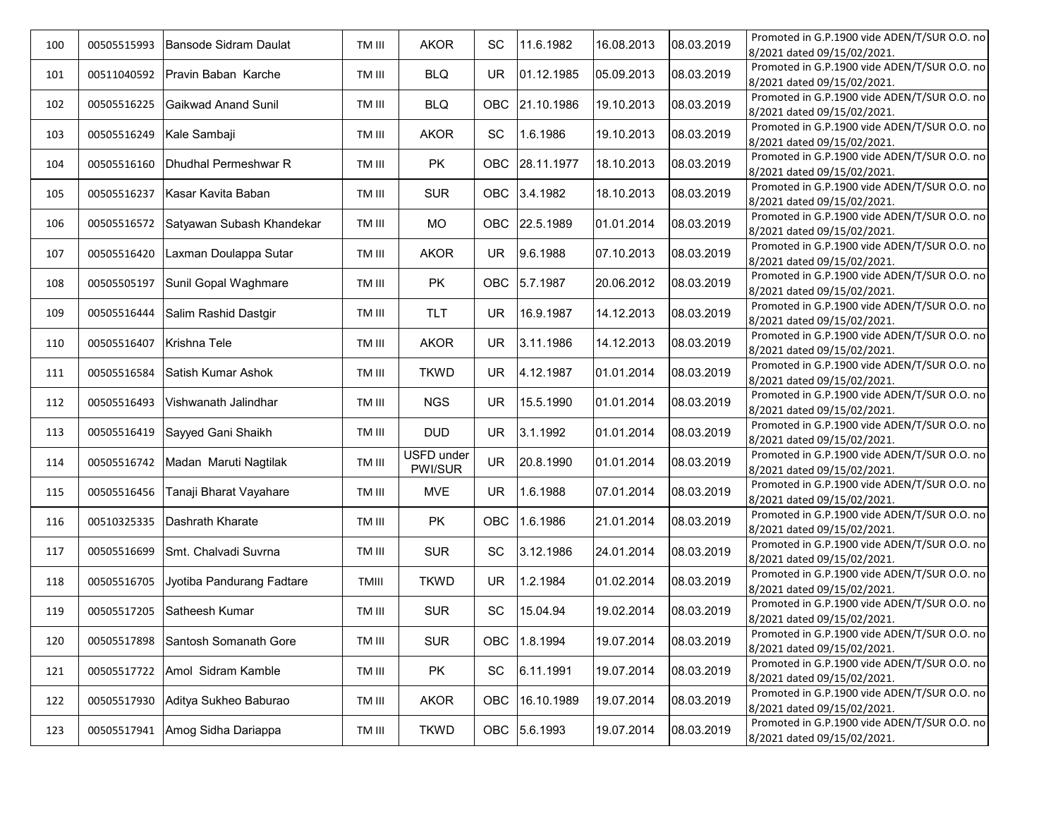| 100 | 00505515993 | Bansode Sidram Daulat | TM III | AKOR | SC | 11.6.1982 | 16.08.2013 | 08.03.2019 | Promoted in G.P.1900 vide ADEN/T/SUR O.O. no 8/2021 dated 09/15/02/2021. |
|---|---|---|---|---|---|---|---|---|---|
| 101 | 00511040592 | Pravin Baban Karche | TM III | BLQ | UR | 01.12.1985 | 05.09.2013 | 08.03.2019 | Promoted in G.P.1900 vide ADEN/T/SUR O.O. no 8/2021 dated 09/15/02/2021. |
| 102 | 00505516225 | Gaikwad Anand Sunil | TM III | BLQ | OBC | 21.10.1986 | 19.10.2013 | 08.03.2019 | Promoted in G.P.1900 vide ADEN/T/SUR O.O. no 8/2021 dated 09/15/02/2021. |
| 103 | 00505516249 | Kale Sambaji | TM III | AKOR | SC | 1.6.1986 | 19.10.2013 | 08.03.2019 | Promoted in G.P.1900 vide ADEN/T/SUR O.O. no 8/2021 dated 09/15/02/2021. |
| 104 | 00505516160 | Dhudhal Permeshwar R | TM III | PK | OBC | 28.11.1977 | 18.10.2013 | 08.03.2019 | Promoted in G.P.1900 vide ADEN/T/SUR O.O. no 8/2021 dated 09/15/02/2021. |
| 105 | 00505516237 | Kasar Kavita Baban | TM III | SUR | OBC | 3.4.1982 | 18.10.2013 | 08.03.2019 | Promoted in G.P.1900 vide ADEN/T/SUR O.O. no 8/2021 dated 09/15/02/2021. |
| 106 | 00505516572 | Satyawan Subash Khandekar | TM III | MO | OBC | 22.5.1989 | 01.01.2014 | 08.03.2019 | Promoted in G.P.1900 vide ADEN/T/SUR O.O. no 8/2021 dated 09/15/02/2021. |
| 107 | 00505516420 | Laxman Doulappa Sutar | TM III | AKOR | UR | 9.6.1988 | 07.10.2013 | 08.03.2019 | Promoted in G.P.1900 vide ADEN/T/SUR O.O. no 8/2021 dated 09/15/02/2021. |
| 108 | 00505505197 | Sunil Gopal Waghmare | TM III | PK | OBC | 5.7.1987 | 20.06.2012 | 08.03.2019 | Promoted in G.P.1900 vide ADEN/T/SUR O.O. no 8/2021 dated 09/15/02/2021. |
| 109 | 00505516444 | Salim Rashid Dastgir | TM III | TLT | UR | 16.9.1987 | 14.12.2013 | 08.03.2019 | Promoted in G.P.1900 vide ADEN/T/SUR O.O. no 8/2021 dated 09/15/02/2021. |
| 110 | 00505516407 | Krishna Tele | TM III | AKOR | UR | 3.11.1986 | 14.12.2013 | 08.03.2019 | Promoted in G.P.1900 vide ADEN/T/SUR O.O. no 8/2021 dated 09/15/02/2021. |
| 111 | 00505516584 | Satish Kumar Ashok | TM III | TKWD | UR | 4.12.1987 | 01.01.2014 | 08.03.2019 | Promoted in G.P.1900 vide ADEN/T/SUR O.O. no 8/2021 dated 09/15/02/2021. |
| 112 | 00505516493 | Vishwanath Jalindhar | TM III | NGS | UR | 15.5.1990 | 01.01.2014 | 08.03.2019 | Promoted in G.P.1900 vide ADEN/T/SUR O.O. no 8/2021 dated 09/15/02/2021. |
| 113 | 00505516419 | Sayyed Gani Shaikh | TM III | DUD | UR | 3.1.1992 | 01.01.2014 | 08.03.2019 | Promoted in G.P.1900 vide ADEN/T/SUR O.O. no 8/2021 dated 09/15/02/2021. |
| 114 | 00505516742 | Madan Maruti Nagtilak | TM III | USFD under PWI/SUR | UR | 20.8.1990 | 01.01.2014 | 08.03.2019 | Promoted in G.P.1900 vide ADEN/T/SUR O.O. no 8/2021 dated 09/15/02/2021. |
| 115 | 00505516456 | Tanaji Bharat Vayahare | TM III | MVE | UR | 1.6.1988 | 07.01.2014 | 08.03.2019 | Promoted in G.P.1900 vide ADEN/T/SUR O.O. no 8/2021 dated 09/15/02/2021. |
| 116 | 00510325335 | Dashrath Kharate | TM III | PK | OBC | 1.6.1986 | 21.01.2014 | 08.03.2019 | Promoted in G.P.1900 vide ADEN/T/SUR O.O. no 8/2021 dated 09/15/02/2021. |
| 117 | 00505516699 | Smt. Chalvadi Suvrna | TM III | SUR | SC | 3.12.1986 | 24.01.2014 | 08.03.2019 | Promoted in G.P.1900 vide ADEN/T/SUR O.O. no 8/2021 dated 09/15/02/2021. |
| 118 | 00505516705 | Jyotiba Pandurang Fadtare | TMIII | TKWD | UR | 1.2.1984 | 01.02.2014 | 08.03.2019 | Promoted in G.P.1900 vide ADEN/T/SUR O.O. no 8/2021 dated 09/15/02/2021. |
| 119 | 00505517205 | Satheesh Kumar | TM III | SUR | SC | 15.04.94 | 19.02.2014 | 08.03.2019 | Promoted in G.P.1900 vide ADEN/T/SUR O.O. no 8/2021 dated 09/15/02/2021. |
| 120 | 00505517898 | Santosh Somanath Gore | TM III | SUR | OBC | 1.8.1994 | 19.07.2014 | 08.03.2019 | Promoted in G.P.1900 vide ADEN/T/SUR O.O. no 8/2021 dated 09/15/02/2021. |
| 121 | 00505517722 | Amol Sidram Kamble | TM III | PK | SC | 6.11.1991 | 19.07.2014 | 08.03.2019 | Promoted in G.P.1900 vide ADEN/T/SUR O.O. no 8/2021 dated 09/15/02/2021. |
| 122 | 00505517930 | Aditya Sukheo Baburao | TM III | AKOR | OBC | 16.10.1989 | 19.07.2014 | 08.03.2019 | Promoted in G.P.1900 vide ADEN/T/SUR O.O. no 8/2021 dated 09/15/02/2021. |
| 123 | 00505517941 | Amog Sidha Dariappa | TM III | TKWD | OBC | 5.6.1993 | 19.07.2014 | 08.03.2019 | Promoted in G.P.1900 vide ADEN/T/SUR O.O. no 8/2021 dated 09/15/02/2021. |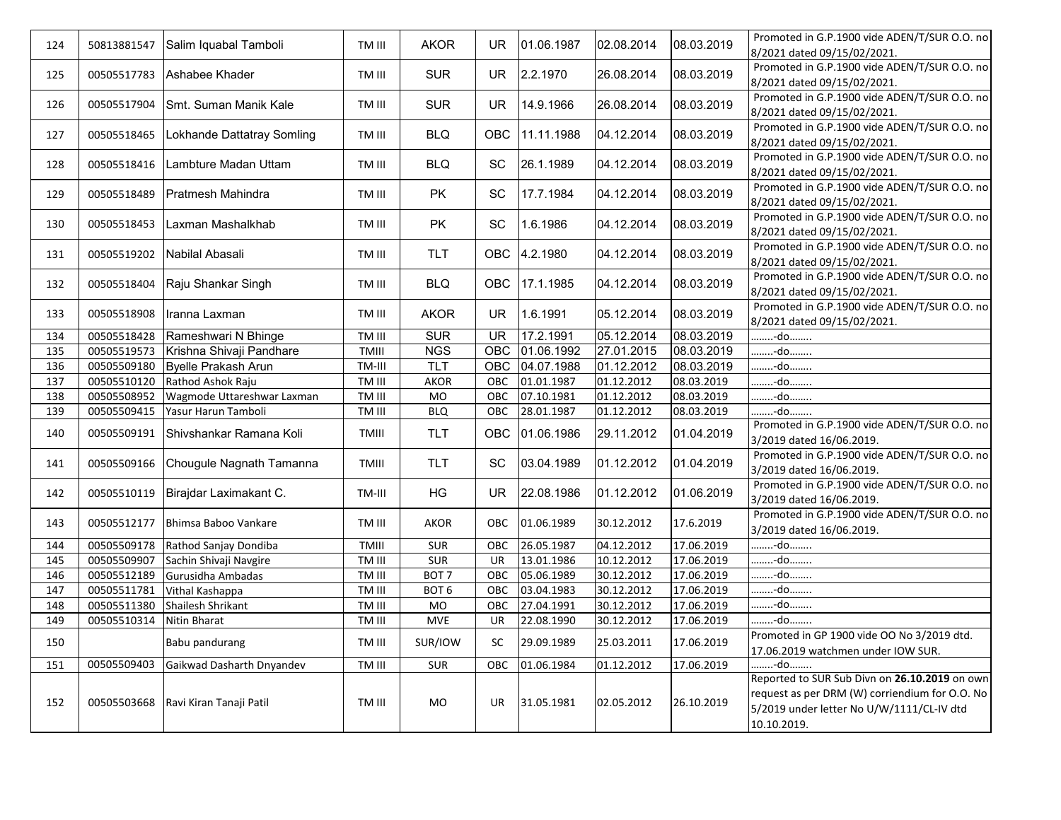| 124 | 50813881547 | Salim Iquabal Tamboli | TM III | AKOR | UR | 01.06.1987 | 02.08.2014 | 08.03.2019 | Promoted in G.P.1900 vide ADEN/T/SUR O.O. no 8/2021 dated 09/15/02/2021. |
|---|---|---|---|---|---|---|---|---|---|
| 125 | 00505517783 | Ashabee Khader | TM III | SUR | UR | 2.2.1970 | 26.08.2014 | 08.03.2019 | Promoted in G.P.1900 vide ADEN/T/SUR O.O. no 8/2021 dated 09/15/02/2021. |
| 126 | 00505517904 | Smt. Suman Manik Kale | TM III | SUR | UR | 14.9.1966 | 26.08.2014 | 08.03.2019 | Promoted in G.P.1900 vide ADEN/T/SUR O.O. no 8/2021 dated 09/15/02/2021. |
| 127 | 00505518465 | Lokhande Dattatray Somling | TM III | BLQ | OBC | 11.11.1988 | 04.12.2014 | 08.03.2019 | Promoted in G.P.1900 vide ADEN/T/SUR O.O. no 8/2021 dated 09/15/02/2021. |
| 128 | 00505518416 | Lambture Madan Uttam | TM III | BLQ | SC | 26.1.1989 | 04.12.2014 | 08.03.2019 | Promoted in G.P.1900 vide ADEN/T/SUR O.O. no 8/2021 dated 09/15/02/2021. |
| 129 | 00505518489 | Pratmesh Mahindra | TM III | PK | SC | 17.7.1984 | 04.12.2014 | 08.03.2019 | Promoted in G.P.1900 vide ADEN/T/SUR O.O. no 8/2021 dated 09/15/02/2021. |
| 130 | 00505518453 | Laxman Mashalkhab | TM III | PK | SC | 1.6.1986 | 04.12.2014 | 08.03.2019 | Promoted in G.P.1900 vide ADEN/T/SUR O.O. no 8/2021 dated 09/15/02/2021. |
| 131 | 00505519202 | Nabilal Abasali | TM III | TLT | OBC | 4.2.1980 | 04.12.2014 | 08.03.2019 | Promoted in G.P.1900 vide ADEN/T/SUR O.O. no 8/2021 dated 09/15/02/2021. |
| 132 | 00505518404 | Raju Shankar Singh | TM III | BLQ | OBC | 17.1.1985 | 04.12.2014 | 08.03.2019 | Promoted in G.P.1900 vide ADEN/T/SUR O.O. no 8/2021 dated 09/15/02/2021. |
| 133 | 00505518908 | Iranna Laxman | TM III | AKOR | UR | 1.6.1991 | 05.12.2014 | 08.03.2019 | Promoted in G.P.1900 vide ADEN/T/SUR O.O. no 8/2021 dated 09/15/02/2021. |
| 134 | 00505518428 | Rameshwari N Bhinge | TM III | SUR | UR | 17.2.1991 | 05.12.2014 | 08.03.2019 | ……..-do…….. |
| 135 | 00505519573 | Krishna Shivaji Pandhare | TMIII | NGS | OBC | 01.06.1992 | 27.01.2015 | 08.03.2019 | ……..-do…….. |
| 136 | 00505509180 | Byelle Prakash Arun | TM-III | TLT | OBC | 04.07.1988 | 01.12.2012 | 08.03.2019 | ……..-do…….. |
| 137 | 00505510120 | Rathod Ashok Raju | TM III | AKOR | OBC | 01.01.1987 | 01.12.2012 | 08.03.2019 | ……..-do…….. |
| 138 | 00505508952 | Wagmode Uttareshwar Laxman | TM III | MO | OBC | 07.10.1981 | 01.12.2012 | 08.03.2019 | ……..-do…….. |
| 139 | 00505509415 | Yasur Harun Tamboli | TM III | BLQ | OBC | 28.01.1987 | 01.12.2012 | 08.03.2019 | ……..-do…….. |
| 140 | 00505509191 | Shivshankar Ramana Koli | TMIII | TLT | OBC | 01.06.1986 | 29.11.2012 | 01.04.2019 | Promoted in G.P.1900 vide ADEN/T/SUR O.O. no 3/2019 dated 16/06.2019. |
| 141 | 00505509166 | Chougule Nagnath Tamanna | TMIII | TLT | SC | 03.04.1989 | 01.12.2012 | 01.04.2019 | Promoted in G.P.1900 vide ADEN/T/SUR O.O. no 3/2019 dated 16/06.2019. |
| 142 | 00505510119 | Birajdar Laximakant C. | TM-III | HG | UR | 22.08.1986 | 01.12.2012 | 01.06.2019 | Promoted in G.P.1900 vide ADEN/T/SUR O.O. no 3/2019 dated 16/06.2019. |
| 143 | 00505512177 | Bhimsa Baboo Vankare | TM III | AKOR | OBC | 01.06.1989 | 30.12.2012 | 17.6.2019 | Promoted in G.P.1900 vide ADEN/T/SUR O.O. no 3/2019 dated 16/06.2019. |
| 144 | 00505509178 | Rathod Sanjay Dondiba | TMIII | SUR | OBC | 26.05.1987 | 04.12.2012 | 17.06.2019 | ……..-do…….. |
| 145 | 00505509907 | Sachin Shivaji Navgire | TM III | SUR | UR | 13.01.1986 | 10.12.2012 | 17.06.2019 | ……..-do…….. |
| 146 | 00505512189 | Gurusidha Ambadas | TM III | BOT 7 | OBC | 05.06.1989 | 30.12.2012 | 17.06.2019 | ……..-do…….. |
| 147 | 00505511781 | Vithal Kashappa | TM III | BOT 6 | OBC | 03.04.1983 | 30.12.2012 | 17.06.2019 | ……..-do…….. |
| 148 | 00505511380 | Shailesh Shrikant | TM III | MO | OBC | 27.04.1991 | 30.12.2012 | 17.06.2019 | ……..-do…….. |
| 149 | 00505510314 | Nitin Bharat | TM III | MVE | UR | 22.08.1990 | 30.12.2012 | 17.06.2019 | ……..-do…….. |
| 150 | | Babu pandurang | TM III | SUR/IOW | SC | 29.09.1989 | 25.03.2011 | 17.06.2019 | Promoted in GP 1900 vide OO No 3/2019 dtd. 17.06.2019 watchmen under IOW SUR. |
| 151 | 00505509403 | Gaikwad Dasharth Dnyandev | TM III | SUR | OBC | 01.06.1984 | 01.12.2012 | 17.06.2019 | ……..-do…….. |
| 152 | 00505503668 | Ravi Kiran Tanaji Patil | TM III | MO | UR | 31.05.1981 | 02.05.2012 | 26.10.2019 | Reported to SUR Sub Divn on **26.10.2019** on own request as per DRM (W) corriendium for O.O. No 5/2019 under letter No U/W/1111/CL-IV dtd 10.10.2019. |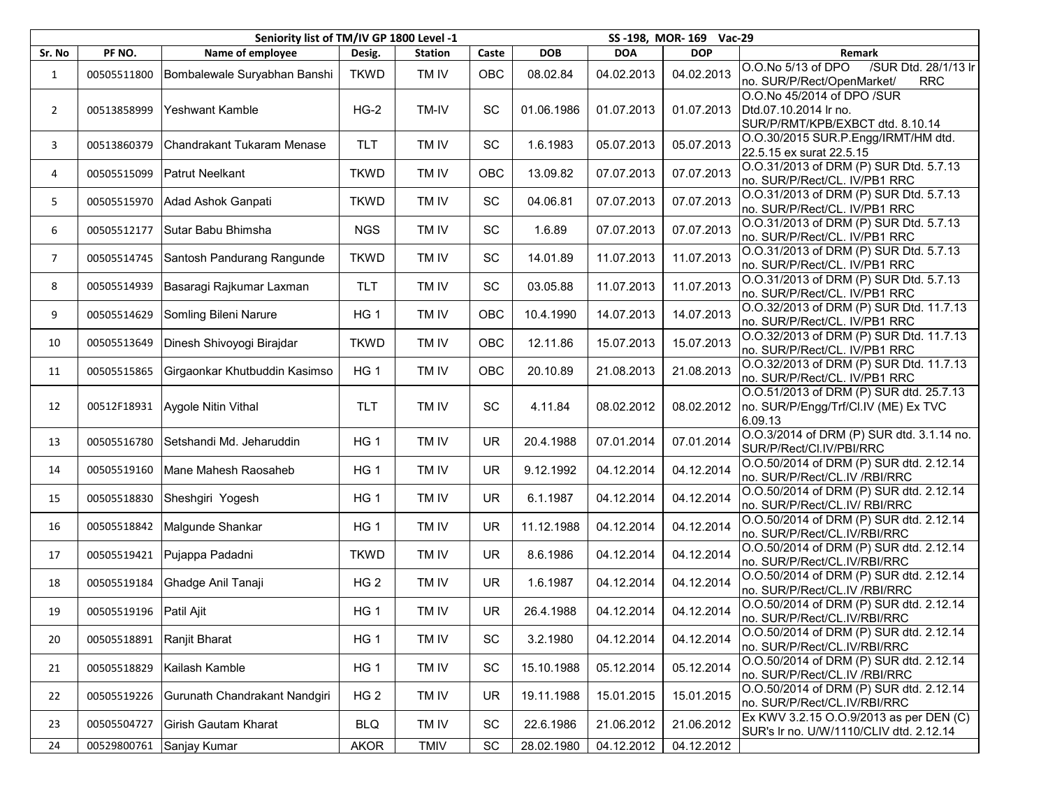| Seniority list of TM/IV GP 1800 Level -1 | | | | | | | SS -198, MOR- 169 Vac-29 | | |
|---|---|---|---|---|---|---|---|---|---|
| Sr. No | PF NO. | Name of employee | Desig. | Station | Caste | DOB | DOA | DOP | Remark |
| 1 | 00505511800 | Bombalewale Suryabhan Banshi | TKWD | TM IV | OBC | 08.02.84 | 04.02.2013 | 04.02.2013 | O.O.No 5/13 of DPO /SUR Dtd. 28/1/13 lr no. SUR/P/Rect/OpenMarket/ RRC |
| 2 | 00513858999 | Yeshwant Kamble | HG-2 | TM-IV | SC | 01.06.1986 | 01.07.2013 | 01.07.2013 | O.O.No 45/2014 of DPO /SUR Dtd.07.10.2014 lr no. SUR/P/RMT/KPB/EXBCT dtd. 8.10.14 |
| 3 | 00513860379 | Chandrakant Tukaram Menase | TLT | TM IV | SC | 1.6.1983 | 05.07.2013 | 05.07.2013 | O.O.30/2015 SUR.P.Engg/IRMT/HM dtd. 22.5.15 ex surat 22.5.15 |
| 4 | 00505515099 | Patrut Neelkant | TKWD | TM IV | OBC | 13.09.82 | 07.07.2013 | 07.07.2013 | O.O.31/2013 of DRM (P) SUR Dtd. 5.7.13 no. SUR/P/Rect/CL. IV/PB1 RRC |
| 5 | 00505515970 | Adad Ashok Ganpati | TKWD | TM IV | SC | 04.06.81 | 07.07.2013 | 07.07.2013 | O.O.31/2013 of DRM (P) SUR Dtd. 5.7.13 no. SUR/P/Rect/CL. IV/PB1 RRC |
| 6 | 00505512177 | Sutar Babu Bhimsha | NGS | TM IV | SC | 1.6.89 | 07.07.2013 | 07.07.2013 | O.O.31/2013 of DRM (P) SUR Dtd. 5.7.13 no. SUR/P/Rect/CL. IV/PB1 RRC |
| 7 | 00505514745 | Santosh Pandurang Rangunde | TKWD | TM IV | SC | 14.01.89 | 11.07.2013 | 11.07.2013 | O.O.31/2013 of DRM (P) SUR Dtd. 5.7.13 no. SUR/P/Rect/CL. IV/PB1 RRC |
| 8 | 00505514939 | Basaragi Rajkumar Laxman | TLT | TM IV | SC | 03.05.88 | 11.07.2013 | 11.07.2013 | O.O.31/2013 of DRM (P) SUR Dtd. 5.7.13 no. SUR/P/Rect/CL. IV/PB1 RRC |
| 9 | 00505514629 | Somling Bileni Narure | HG 1 | TM IV | OBC | 10.4.1990 | 14.07.2013 | 14.07.2013 | O.O.32/2013 of DRM (P) SUR Dtd. 11.7.13 no. SUR/P/Rect/CL. IV/PB1 RRC |
| 10 | 00505513649 | Dinesh Shivoyogi Birajdar | TKWD | TM IV | OBC | 12.11.86 | 15.07.2013 | 15.07.2013 | O.O.32/2013 of DRM (P) SUR Dtd. 11.7.13 no. SUR/P/Rect/CL. IV/PB1 RRC |
| 11 | 00505515865 | Girgaonkar Khutbuddin Kasimso | HG 1 | TM IV | OBC | 20.10.89 | 21.08.2013 | 21.08.2013 | O.O.32/2013 of DRM (P) SUR Dtd. 11.7.13 no. SUR/P/Rect/CL. IV/PB1 RRC |
| 12 | 00512F18931 | Aygole Nitin Vithal | TLT | TM IV | SC | 4.11.84 | 08.02.2012 | 08.02.2012 | O.O.51/2013 of DRM (P) SUR dtd. 25.7.13 no. SUR/P/Engg/Trf/Cl.IV (ME) Ex TVC 6.09.13 |
| 13 | 00505516780 | Setshandi Md. Jeharuddin | HG 1 | TM IV | UR | 20.4.1988 | 07.01.2014 | 07.01.2014 | O.O.3/2014 of DRM (P) SUR dtd. 3.1.14 no. SUR/P/Rect/Cl.IV/PBI/RRC |
| 14 | 00505519160 | Mane Mahesh Raosaheb | HG 1 | TM IV | UR | 9.12.1992 | 04.12.2014 | 04.12.2014 | O.O.50/2014 of DRM (P) SUR dtd. 2.12.14 no. SUR/P/Rect/CL.IV /RBI/RRC |
| 15 | 00505518830 | Sheshgiri Yogesh | HG 1 | TM IV | UR | 6.1.1987 | 04.12.2014 | 04.12.2014 | O.O.50/2014 of DRM (P) SUR dtd. 2.12.14 no. SUR/P/Rect/CL.IV/ RBI/RRC |
| 16 | 00505518842 | Malgunde Shankar | HG 1 | TM IV | UR | 11.12.1988 | 04.12.2014 | 04.12.2014 | O.O.50/2014 of DRM (P) SUR dtd. 2.12.14 no. SUR/P/Rect/CL.IV/RBI/RRC |
| 17 | 00505519421 | Pujappa Padadni | TKWD | TM IV | UR | 8.6.1986 | 04.12.2014 | 04.12.2014 | O.O.50/2014 of DRM (P) SUR dtd. 2.12.14 no. SUR/P/Rect/CL.IV/RBI/RRC |
| 18 | 00505519184 | Ghadge Anil Tanaji | HG 2 | TM IV | UR | 1.6.1987 | 04.12.2014 | 04.12.2014 | O.O.50/2014 of DRM (P) SUR dtd. 2.12.14 no. SUR/P/Rect/CL.IV /RBI/RRC |
| 19 | 00505519196 | Patil Ajit | HG 1 | TM IV | UR | 26.4.1988 | 04.12.2014 | 04.12.2014 | O.O.50/2014 of DRM (P) SUR dtd. 2.12.14 no. SUR/P/Rect/CL.IV/RBI/RRC |
| 20 | 00505518891 | Ranjit Bharat | HG 1 | TM IV | SC | 3.2.1980 | 04.12.2014 | 04.12.2014 | O.O.50/2014 of DRM (P) SUR dtd. 2.12.14 no. SUR/P/Rect/CL.IV/RBI/RRC |
| 21 | 00505518829 | Kailash Kamble | HG 1 | TM IV | SC | 15.10.1988 | 05.12.2014 | 05.12.2014 | O.O.50/2014 of DRM (P) SUR dtd. 2.12.14 no. SUR/P/Rect/CL.IV /RBI/RRC |
| 22 | 00505519226 | Gurunath Chandrakant Nandgiri | HG 2 | TM IV | UR | 19.11.1988 | 15.01.2015 | 15.01.2015 | O.O.50/2014 of DRM (P) SUR dtd. 2.12.14 no. SUR/P/Rect/CL.IV/RBI/RRC |
| 23 | 00505504727 | Girish Gautam Kharat | BLQ | TM IV | SC | 22.6.1986 | 21.06.2012 | 21.06.2012 | Ex KWV 3.2.15 O.O.9/2013 as per DEN (C) SUR's lr no. U/W/1110/CLIV dtd. 2.12.14 |
| 24 | 00529800761 | Sanjay Kumar | AKOR | TMIV | SC | 28.02.1980 | 04.12.2012 | 04.12.2012 | |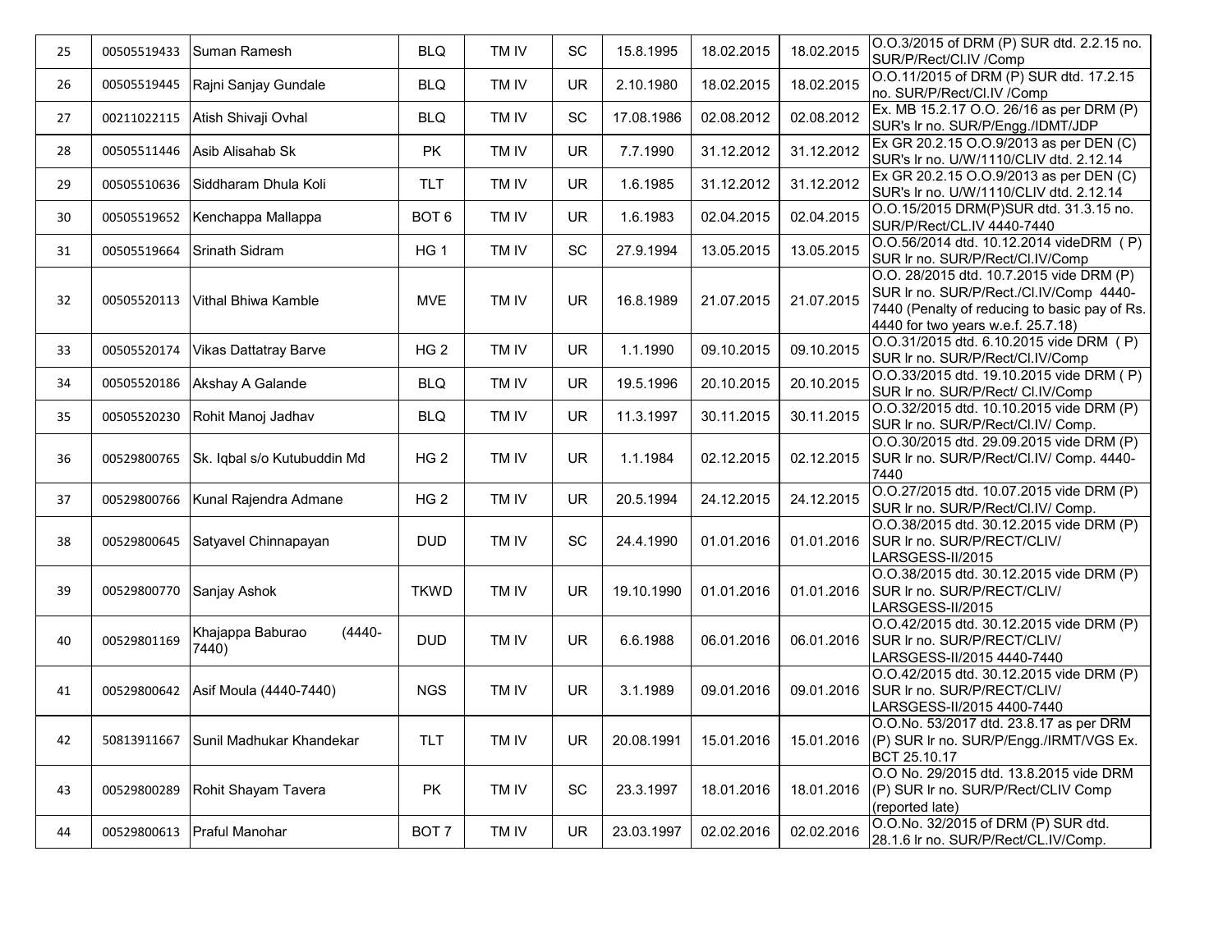| 25 | 00505519433 | Suman Ramesh | BLQ | TM IV | SC | 15.8.1995 | 18.02.2015 | 18.02.2015 | O.O.3/2015 of DRM (P) SUR dtd. 2.2.15 no. SUR/P/Rect/Cl.IV /Comp |
|---|---|---|---|---|---|---|---|---|---|
| 26 | 00505519445 | Rajni Sanjay Gundale | BLQ | TM IV | UR | 2.10.1980 | 18.02.2015 | 18.02.2015 | O.O.11/2015 of DRM (P) SUR dtd. 17.2.15 no. SUR/P/Rect/Cl.IV /Comp |
| 27 | 00211022115 | Atish Shivaji Ovhal | BLQ | TM IV | SC | 17.08.1986 | 02.08.2012 | 02.08.2012 | Ex. MB 15.2.17 O.O. 26/16 as per DRM (P) SUR's lr no. SUR/P/Engg./IDMT/JDP |
| 28 | 00505511446 | Asib Alisahab Sk | PK | TM IV | UR | 7.7.1990 | 31.12.2012 | 31.12.2012 | Ex GR 20.2.15 O.O.9/2013 as per DEN (C) SUR's lr no. U/W/1110/CLIV dtd. 2.12.14 |
| 29 | 00505510636 | Siddharam Dhula Koli | TLT | TM IV | UR | 1.6.1985 | 31.12.2012 | 31.12.2012 | Ex GR 20.2.15 O.O.9/2013 as per DEN (C) SUR's lr no. U/W/1110/CLIV dtd. 2.12.14 |
| 30 | 00505519652 | Kenchappa Mallappa | BOT 6 | TM IV | UR | 1.6.1983 | 02.04.2015 | 02.04.2015 | O.O.15/2015 DRM(P)SUR dtd. 31.3.15 no. SUR/P/Rect/CL.IV 4440-7440 |
| 31 | 00505519664 | Srinath Sidram | HG 1 | TM IV | SC | 27.9.1994 | 13.05.2015 | 13.05.2015 | O.O.56/2014 dtd. 10.12.2014 videDRM ( P) SUR lr no. SUR/P/Rect/Cl.IV/Comp |
| 32 | 00505520113 | Vithal Bhiwa Kamble | MVE | TM IV | UR | 16.8.1989 | 21.07.2015 | 21.07.2015 | O.O. 28/2015 dtd. 10.7.2015 vide DRM (P) SUR lr no. SUR/P/Rect./Cl.IV/Comp 4440-7440 (Penalty of reducing to basic pay of Rs. 4440 for two years w.e.f. 25.7.18) |
| 33 | 00505520174 | Vikas Dattatray Barve | HG 2 | TM IV | UR | 1.1.1990 | 09.10.2015 | 09.10.2015 | O.O.31/2015 dtd. 6.10.2015 vide DRM ( P) SUR lr no. SUR/P/Rect/Cl.IV/Comp |
| 34 | 00505520186 | Akshay A Galande | BLQ | TM IV | UR | 19.5.1996 | 20.10.2015 | 20.10.2015 | O.O.33/2015 dtd. 19.10.2015 vide DRM ( P) SUR lr no. SUR/P/Rect/ Cl.IV/Comp |
| 35 | 00505520230 | Rohit Manoj Jadhav | BLQ | TM IV | UR | 11.3.1997 | 30.11.2015 | 30.11.2015 | O.O.32/2015 dtd. 10.10.2015 vide DRM (P) SUR lr no. SUR/P/Rect/Cl.IV/ Comp. |
| 36 | 00529800765 | Sk. Iqbal s/o Kutubuddin Md | HG 2 | TM IV | UR | 1.1.1984 | 02.12.2015 | 02.12.2015 | O.O.30/2015 dtd. 29.09.2015 vide DRM (P) SUR lr no. SUR/P/Rect/Cl.IV/ Comp. 4440-7440 |
| 37 | 00529800766 | Kunal Rajendra Admane | HG 2 | TM IV | UR | 20.5.1994 | 24.12.2015 | 24.12.2015 | O.O.27/2015 dtd. 10.07.2015 vide DRM (P) SUR lr no. SUR/P/Rect/Cl.IV/ Comp. |
| 38 | 00529800645 | Satyavel Chinnapayan | DUD | TM IV | SC | 24.4.1990 | 01.01.2016 | 01.01.2016 | O.O.38/2015 dtd. 30.12.2015 vide DRM (P) SUR lr no. SUR/P/RECT/CLIV/ LARSGESS-II/2015 |
| 39 | 00529800770 | Sanjay Ashok | TKWD | TM IV | UR | 19.10.1990 | 01.01.2016 | 01.01.2016 | O.O.38/2015 dtd. 30.12.2015 vide DRM (P) SUR lr no. SUR/P/RECT/CLIV/ LARSGESS-II/2015 |
| 40 | 00529801169 | Khajappa Baburao (4440-7440) | DUD | TM IV | UR | 6.6.1988 | 06.01.2016 | 06.01.2016 | O.O.42/2015 dtd. 30.12.2015 vide DRM (P) SUR lr no. SUR/P/RECT/CLIV/ LARSGESS-II/2015 4440-7440 |
| 41 | 00529800642 | Asif Moula (4440-7440) | NGS | TM IV | UR | 3.1.1989 | 09.01.2016 | 09.01.2016 | O.O.42/2015 dtd. 30.12.2015 vide DRM (P) SUR lr no. SUR/P/RECT/CLIV/ LARSGESS-II/2015 4400-7440 |
| 42 | 50813911667 | Sunil Madhukar Khandekar | TLT | TM IV | UR | 20.08.1991 | 15.01.2016 | 15.01.2016 | O.O.No. 53/2017 dtd. 23.8.17 as per DRM (P) SUR lr no. SUR/P/Engg./IRMT/VGS Ex. BCT 25.10.17 |
| 43 | 00529800289 | Rohit Shayam Tavera | PK | TM IV | SC | 23.3.1997 | 18.01.2016 | 18.01.2016 | O.O No. 29/2015 dtd. 13.8.2015 vide DRM (P) SUR lr no. SUR/P/Rect/CLIV Comp (reported late) |
| 44 | 00529800613 | Praful Manohar | BOT 7 | TM IV | UR | 23.03.1997 | 02.02.2016 | 02.02.2016 | O.O.No. 32/2015 of DRM (P) SUR dtd. 28.1.6 lr no. SUR/P/Rect/CL.IV/Comp. |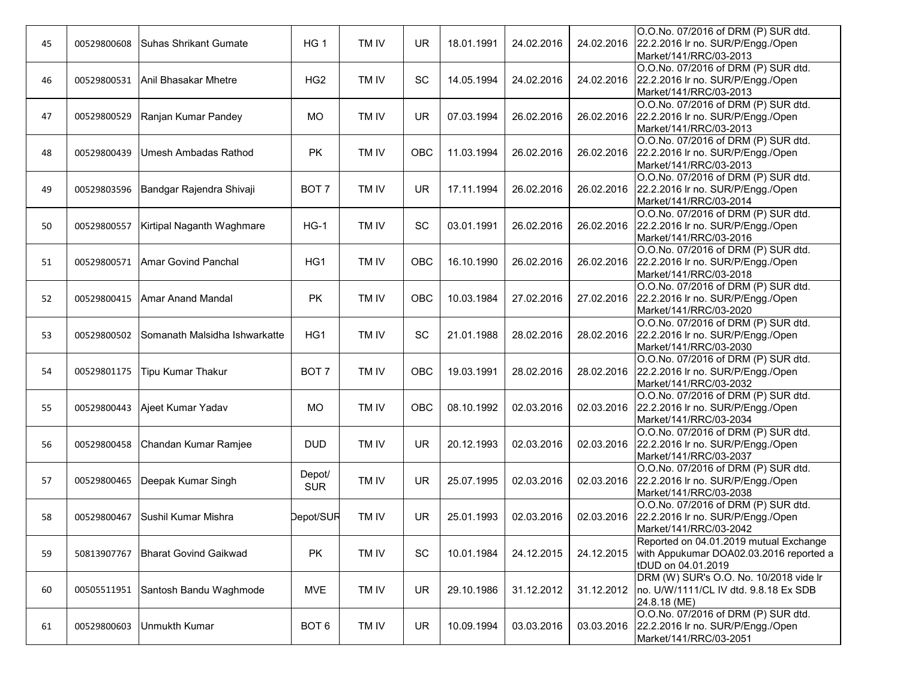| | | | | | | | | | |
|---|---|---|---|---|---|---|---|---|---|
| 45 | 00529800608 | Suhas Shrikant Gumate | HG 1 | TM IV | UR | 18.01.1991 | 24.02.2016 | 24.02.2016 | O.O.No. 07/2016 of DRM (P) SUR dtd. 22.2.2016 lr no. SUR/P/Engg./Open Market/141/RRC/03-2013 |
| 46 | 00529800531 | Anil Bhasakar Mhetre | HG2 | TM IV | SC | 14.05.1994 | 24.02.2016 | 24.02.2016 | O.O.No. 07/2016 of DRM (P) SUR dtd. 22.2.2016 lr no. SUR/P/Engg./Open Market/141/RRC/03-2013 |
| 47 | 00529800529 | Ranjan Kumar Pandey | MO | TM IV | UR | 07.03.1994 | 26.02.2016 | 26.02.2016 | O.O.No. 07/2016 of DRM (P) SUR dtd. 22.2.2016 lr no. SUR/P/Engg./Open Market/141/RRC/03-2013 |
| 48 | 00529800439 | Umesh Ambadas Rathod | PK | TM IV | OBC | 11.03.1994 | 26.02.2016 | 26.02.2016 | O.O.No. 07/2016 of DRM (P) SUR dtd. 22.2.2016 lr no. SUR/P/Engg./Open Market/141/RRC/03-2013 |
| 49 | 00529803596 | Bandgar Rajendra Shivaji | BOT 7 | TM IV | UR | 17.11.1994 | 26.02.2016 | 26.02.2016 | O.O.No. 07/2016 of DRM (P) SUR dtd. 22.2.2016 lr no. SUR/P/Engg./Open Market/141/RRC/03-2014 |
| 50 | 00529800557 | Kirtipal Naganth Waghmare | HG-1 | TM IV | SC | 03.01.1991 | 26.02.2016 | 26.02.2016 | O.O.No. 07/2016 of DRM (P) SUR dtd. 22.2.2016 lr no. SUR/P/Engg./Open Market/141/RRC/03-2016 |
| 51 | 00529800571 | Amar Govind Panchal | HG1 | TM IV | OBC | 16.10.1990 | 26.02.2016 | 26.02.2016 | O.O.No. 07/2016 of DRM (P) SUR dtd. 22.2.2016 lr no. SUR/P/Engg./Open Market/141/RRC/03-2018 |
| 52 | 00529800415 | Amar Anand Mandal | PK | TM IV | OBC | 10.03.1984 | 27.02.2016 | 27.02.2016 | O.O.No. 07/2016 of DRM (P) SUR dtd. 22.2.2016 lr no. SUR/P/Engg./Open Market/141/RRC/03-2020 |
| 53 | 00529800502 | Somanath Malsidha Ishwarkatte | HG1 | TM IV | SC | 21.01.1988 | 28.02.2016 | 28.02.2016 | O.O.No. 07/2016 of DRM (P) SUR dtd. 22.2.2016 lr no. SUR/P/Engg./Open Market/141/RRC/03-2030 |
| 54 | 00529801175 | Tipu Kumar Thakur | BOT 7 | TM IV | OBC | 19.03.1991 | 28.02.2016 | 28.02.2016 | O.O.No. 07/2016 of DRM (P) SUR dtd. 22.2.2016 lr no. SUR/P/Engg./Open Market/141/RRC/03-2032 |
| 55 | 00529800443 | Ajeet Kumar Yadav | MO | TM IV | OBC | 08.10.1992 | 02.03.2016 | 02.03.2016 | O.O.No. 07/2016 of DRM (P) SUR dtd. 22.2.2016 lr no. SUR/P/Engg./Open Market/141/RRC/03-2034 |
| 56 | 00529800458 | Chandan Kumar Ramjee | DUD | TM IV | UR | 20.12.1993 | 02.03.2016 | 02.03.2016 | O.O.No. 07/2016 of DRM (P) SUR dtd. 22.2.2016 lr no. SUR/P/Engg./Open Market/141/RRC/03-2037 |
| 57 | 00529800465 | Deepak Kumar Singh | Depot/ SUR | TM IV | UR | 25.07.1995 | 02.03.2016 | 02.03.2016 | O.O.No. 07/2016 of DRM (P) SUR dtd. 22.2.2016 lr no. SUR/P/Engg./Open Market/141/RRC/03-2038 |
| 58 | 00529800467 | Sushil Kumar Mishra | Depot/SUR | TM IV | UR | 25.01.1993 | 02.03.2016 | 02.03.2016 | O.O.No. 07/2016 of DRM (P) SUR dtd. 22.2.2016 lr no. SUR/P/Engg./Open Market/141/RRC/03-2042 |
| 59 | 50813907767 | Bharat Govind Gaikwad | PK | TM IV | SC | 10.01.1984 | 24.12.2015 | 24.12.2015 | Reported on 04.01.2019 mutual Exchange with Appukumar DOA02.03.2016 reported a tDUD on 04.01.2019 |
| 60 | 00505511951 | Santosh Bandu Waghmode | MVE | TM IV | UR | 29.10.1986 | 31.12.2012 | 31.12.2012 | DRM (W) SUR's O.O. No. 10/2018 vide lr no. U/W/1111/CL IV dtd. 9.8.18 Ex SDB 24.8.18 (ME) |
| 61 | 00529800603 | Unmukth Kumar | BOT 6 | TM IV | UR | 10.09.1994 | 03.03.2016 | 03.03.2016 | O.O.No. 07/2016 of DRM (P) SUR dtd. 22.2.2016 lr no. SUR/P/Engg./Open Market/141/RRC/03-2051 |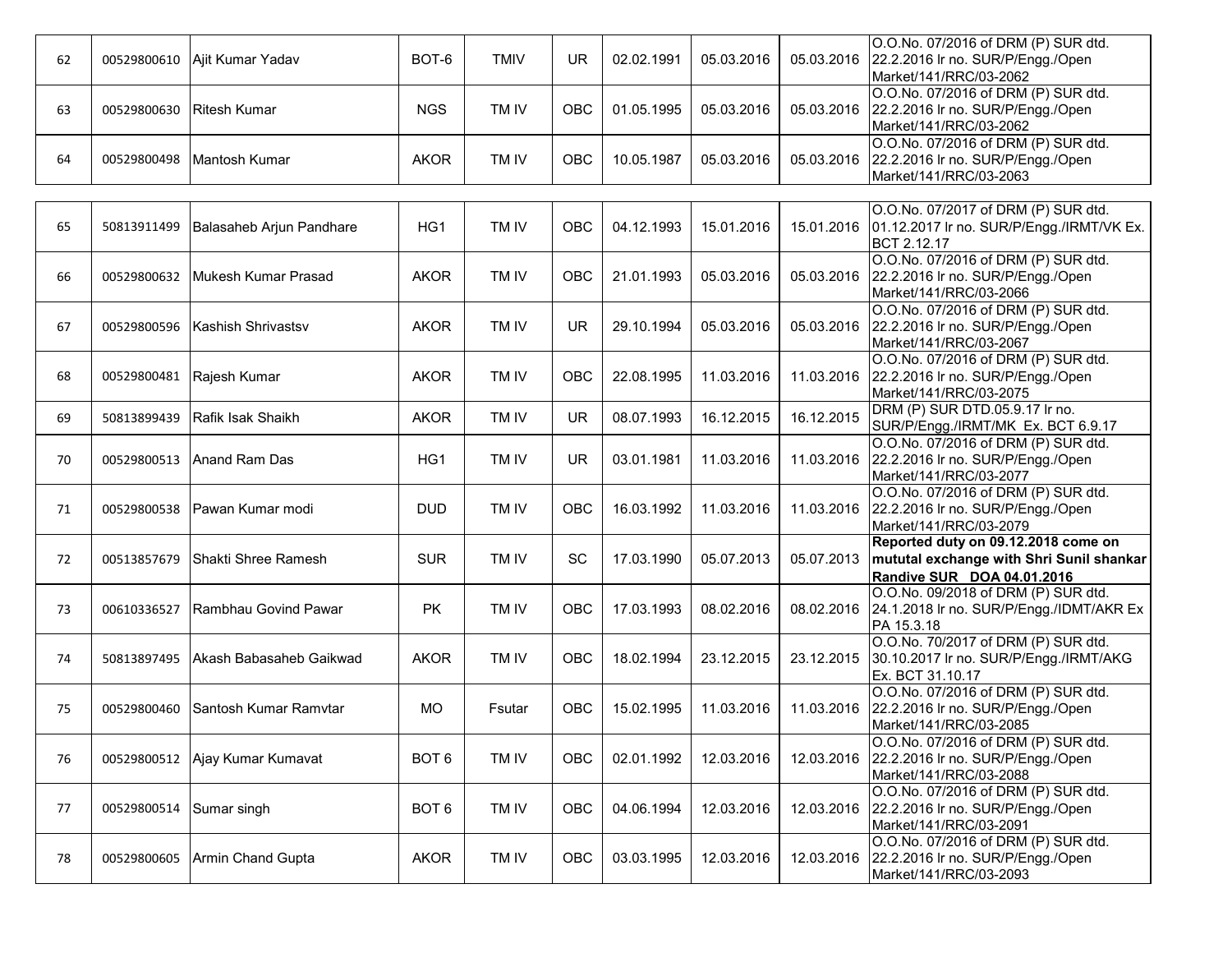| 62 | 00529800610 | Ajit Kumar Yadav | BOT-6 | TMIV | UR | 02.02.1991 | 05.03.2016 | 05.03.2016 | O.O.No. 07/2016 of DRM (P) SUR dtd. 22.2.2016 lr no. SUR/P/Engg./Open Market/141/RRC/03-2062 |
|---|---|---|---|---|---|---|---|---|---|
| 63 | 00529800630 | Ritesh Kumar | NGS | TM IV | OBC | 01.05.1995 | 05.03.2016 | 05.03.2016 | O.O.No. 07/2016 of DRM (P) SUR dtd. 22.2.2016 lr no. SUR/P/Engg./Open Market/141/RRC/03-2062 |
| 64 | 00529800498 | Mantosh Kumar | AKOR | TM IV | OBC | 10.05.1987 | 05.03.2016 | 05.03.2016 | O.O.No. 07/2016 of DRM (P) SUR dtd. 22.2.2016 lr no. SUR/P/Engg./Open Market/141/RRC/03-2063 |
| 65 | 50813911499 | Balasaheb Arjun Pandhare | HG1 | TM IV | OBC | 04.12.1993 | 15.01.2016 | 15.01.2016 | O.O.No. 07/2017 of DRM (P) SUR dtd. 01.12.2017 lr no. SUR/P/Engg./IRMT/VK Ex. BCT 2.12.17 |
| 66 | 00529800632 | Mukesh Kumar Prasad | AKOR | TM IV | OBC | 21.01.1993 | 05.03.2016 | 05.03.2016 | O.O.No. 07/2016 of DRM (P) SUR dtd. 22.2.2016 lr no. SUR/P/Engg./Open Market/141/RRC/03-2066 |
| 67 | 00529800596 | Kashish Shrivastsv | AKOR | TM IV | UR | 29.10.1994 | 05.03.2016 | 05.03.2016 | O.O.No. 07/2016 of DRM (P) SUR dtd. 22.2.2016 lr no. SUR/P/Engg./Open Market/141/RRC/03-2067 |
| 68 | 00529800481 | Rajesh Kumar | AKOR | TM IV | OBC | 22.08.1995 | 11.03.2016 | 11.03.2016 | O.O.No. 07/2016 of DRM (P) SUR dtd. 22.2.2016 lr no. SUR/P/Engg./Open Market/141/RRC/03-2075 |
| 69 | 50813899439 | Rafik Isak Shaikh | AKOR | TM IV | UR | 08.07.1993 | 16.12.2015 | 16.12.2015 | DRM (P) SUR DTD.05.9.17 lr no. SUR/P/Engg./IRMT/MK Ex. BCT 6.9.17 |
| 70 | 00529800513 | Anand Ram Das | HG1 | TM IV | UR | 03.01.1981 | 11.03.2016 | 11.03.2016 | O.O.No. 07/2016 of DRM (P) SUR dtd. 22.2.2016 lr no. SUR/P/Engg./Open Market/141/RRC/03-2077 |
| 71 | 00529800538 | Pawan Kumar modi | DUD | TM IV | OBC | 16.03.1992 | 11.03.2016 | 11.03.2016 | O.O.No. 07/2016 of DRM (P) SUR dtd. 22.2.2016 lr no. SUR/P/Engg./Open Market/141/RRC/03-2079 |
| 72 | 00513857679 | Shakti Shree Ramesh | SUR | TM IV | SC | 17.03.1990 | 05.07.2013 | 05.07.2013 | **Reported duty on 09.12.2018 come on mututal exchange with Shri Sunil shankar Randive SUR DOA 04.01.2016** |
| 73 | 00610336527 | Rambhau Govind Pawar | PK | TM IV | OBC | 17.03.1993 | 08.02.2016 | 08.02.2016 | O.O.No. 09/2018 of DRM (P) SUR dtd. 24.1.2018 lr no. SUR/P/Engg./IDMT/AKR Ex PA 15.3.18 |
| 74 | 50813897495 | Akash Babasaheb Gaikwad | AKOR | TM IV | OBC | 18.02.1994 | 23.12.2015 | 23.12.2015 | O.O.No. 70/2017 of DRM (P) SUR dtd. 30.10.2017 lr no. SUR/P/Engg./IRMT/AKG Ex. BCT 31.10.17 |
| 75 | 00529800460 | Santosh Kumar Ramvtar | MO | Fsutar | OBC | 15.02.1995 | 11.03.2016 | 11.03.2016 | O.O.No. 07/2016 of DRM (P) SUR dtd. 22.2.2016 lr no. SUR/P/Engg./Open Market/141/RRC/03-2085 |
| 76 | 00529800512 | Ajay Kumar Kumavat | BOT 6 | TM IV | OBC | 02.01.1992 | 12.03.2016 | 12.03.2016 | O.O.No. 07/2016 of DRM (P) SUR dtd. 22.2.2016 lr no. SUR/P/Engg./Open Market/141/RRC/03-2088 |
| 77 | 00529800514 | Sumar singh | BOT 6 | TM IV | OBC | 04.06.1994 | 12.03.2016 | 12.03.2016 | O.O.No. 07/2016 of DRM (P) SUR dtd. 22.2.2016 lr no. SUR/P/Engg./Open Market/141/RRC/03-2091 |
| 78 | 00529800605 | Armin Chand Gupta | AKOR | TM IV | OBC | 03.03.1995 | 12.03.2016 | 12.03.2016 | O.O.No. 07/2016 of DRM (P) SUR dtd. 22.2.2016 lr no. SUR/P/Engg./Open Market/141/RRC/03-2093 |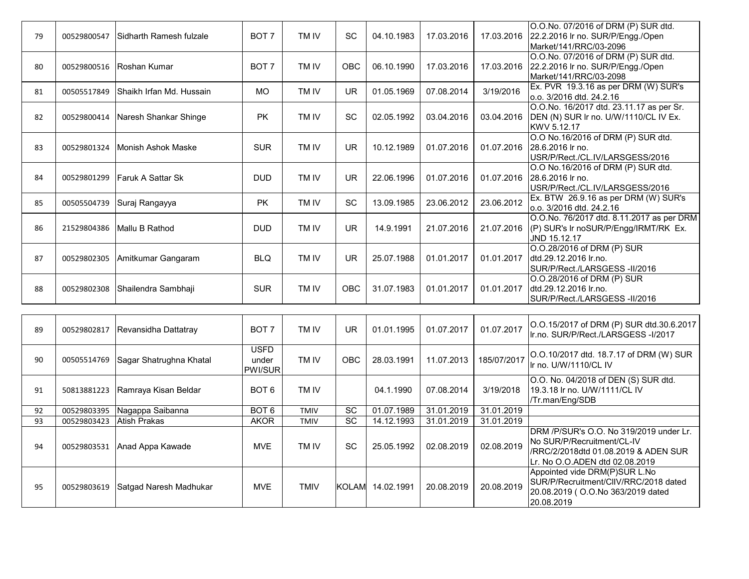| | | | | | | | | | |
|---|---|---|---|---|---|---|---|---|---|
| 79 | 00529800547 | Sidharth Ramesh fulzale | BOT 7 | TM IV | SC | 04.10.1983 | 17.03.2016 | 17.03.2016 | O.O.No. 07/2016 of DRM (P) SUR dtd. 22.2.2016 lr no. SUR/P/Engg./Open Market/141/RRC/03-2096 |
| 80 | 00529800516 | Roshan Kumar | BOT 7 | TM IV | OBC | 06.10.1990 | 17.03.2016 | 17.03.2016 | O.O.No. 07/2016 of DRM (P) SUR dtd. 22.2.2016 lr no. SUR/P/Engg./Open Market/141/RRC/03-2098 |
| 81 | 00505517849 | Shaikh Irfan Md. Hussain | MO | TM IV | UR | 01.05.1969 | 07.08.2014 | 3/19/2016 | Ex. PVR 19.3.16 as per DRM (W) SUR's o.o. 3/2016 dtd. 24.2.16 |
| 82 | 00529800414 | Naresh Shankar Shinge | PK | TM IV | SC | 02.05.1992 | 03.04.2016 | 03.04.2016 | O.O.No. 16/2017 dtd. 23.11.17 as per Sr. DEN (N) SUR lr no. U/W/1110/CL IV Ex. KWV 5.12.17 |
| 83 | 00529801324 | Monish Ashok Maske | SUR | TM IV | UR | 10.12.1989 | 01.07.2016 | 01.07.2016 | O.O No.16/2016 of DRM (P) SUR dtd. 28.6.2016 lr no. USR/P/Rect./CL.IV/LARSGESS/2016 |
| 84 | 00529801299 | Faruk A Sattar Sk | DUD | TM IV | UR | 22.06.1996 | 01.07.2016 | 01.07.2016 | O.O No.16/2016 of DRM (P) SUR dtd. 28.6.2016 lr no. USR/P/Rect./CL.IV/LARSGESS/2016 |
| 85 | 00505504739 | Suraj Rangayya | PK | TM IV | SC | 13.09.1985 | 23.06.2012 | 23.06.2012 | Ex. BTW 26.9.16 as per DRM (W) SUR's o.o. 3/2016 dtd. 24.2.16 |
| 86 | 21529804386 | Mallu B Rathod | DUD | TM IV | UR | 14.9.1991 | 21.07.2016 | 21.07.2016 | O.O.No. 76/2017 dtd. 8.11.2017 as per DRM (P) SUR's lr noSUR/P/Engg/IRMT/RK Ex. JND 15.12.17 |
| 87 | 00529802305 | Amitkumar Gangaram | BLQ | TM IV | UR | 25.07.1988 | 01.01.2017 | 01.01.2017 | O.O.28/2016 of DRM (P) SUR dtd.29.12.2016 lr.no. SUR/P/Rect./LARSGESS -II/2016 |
| 88 | 00529802308 | Shailendra Sambhaji | SUR | TM IV | OBC | 31.07.1983 | 01.01.2017 | 01.01.2017 | O.O.28/2016 of DRM (P) SUR dtd.29.12.2016 lr.no. SUR/P/Rect./LARSGESS -II/2016 |
| 89 | 00529802817 | Revansidha Dattatray | BOT 7 | TM IV | UR | 01.01.1995 | 01.07.2017 | 01.07.2017 | O.O.15/2017 of DRM (P) SUR dtd.30.6.2017 lr.no. SUR/P/Rect./LARSGESS -I/2017 |
| 90 | 00505514769 | Sagar Shatrughna Khatal | USFD under PWI/SUR | TM IV | OBC | 28.03.1991 | 11.07.2013 | 185/07/2017 | O.O.10/2017 dtd. 18.7.17 of DRM (W) SUR lr no. U/W/1110/CL IV |
| 91 | 50813881223 | Ramraya Kisan Beldar | BOT 6 | TM IV | | 04.1.1990 | 07.08.2014 | 3/19/2018 | O.O. No. 04/2018 of DEN (S) SUR dtd. 19.3.18 lr no. U/W/1111/CL IV /Tr.man/Eng/SDB |
| 92 | 00529803395 | Nagappa Saibanna | BOT 6 | TMIV | SC | 01.07.1989 | 31.01.2019 | 31.01.2019 | |
| 93 | 00529803423 | Atish Prakas | AKOR | TMIV | SC | 14.12.1993 | 31.01.2019 | 31.01.2019 | |
| 94 | 00529803531 | Anad Appa Kawade | MVE | TM IV | SC | 25.05.1992 | 02.08.2019 | 02.08.2019 | DRM /P/SUR's O.O. No 319/2019 under Lr. No SUR/P/Recruitment/CL-IV /RRC/2/2018dtd 01.08.2019 & ADEN SUR Lr. No O.O.ADEN dtd 02.08.2019 |
| 95 | 00529803619 | Satgad Naresh Madhukar | MVE | TMIV | KOLAM | 14.02.1991 | 20.08.2019 | 20.08.2019 | Appointed vide DRM(P)SUR L.No SUR/P/Recruitment/ClIV/RRC/2018 dated 20.08.2019 ( O.O.No 363/2019 dated 20.08.2019 |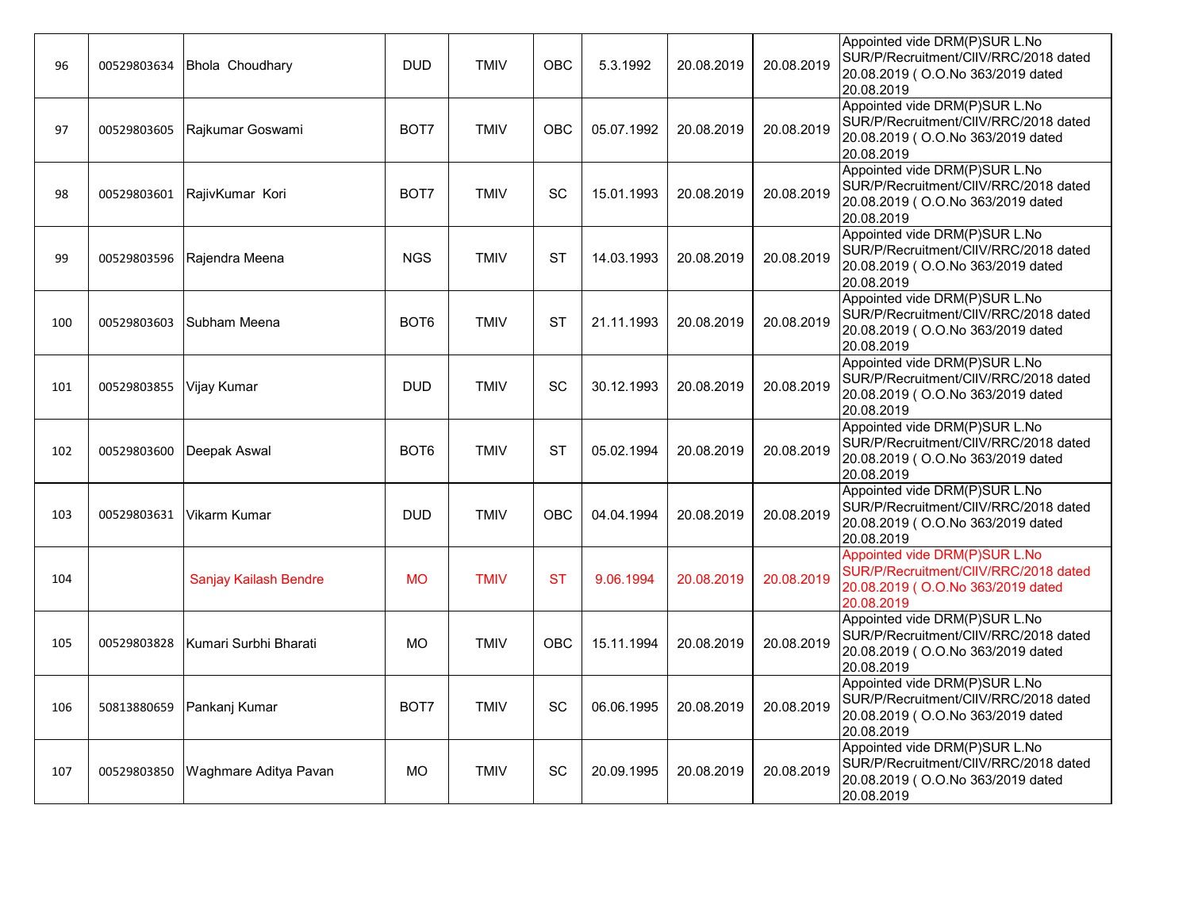| | | | | | | | | | |
|---|---|---|---|---|---|---|---|---|---|
| 96 | 00529803634 | Bhola  Choudhary | DUD | TMIV | OBC | 5.3.1992 | 20.08.2019 | 20.08.2019 | Appointed vide DRM(P)SUR L.No SUR/P/Recruitment/CIIV/RRC/2018 dated 20.08.2019 ( O.O.No 363/2019 dated 20.08.2019 |
| 97 | 00529803605 | Rajkumar Goswami | BOT7 | TMIV | OBC | 05.07.1992 | 20.08.2019 | 20.08.2019 | Appointed vide DRM(P)SUR L.No SUR/P/Recruitment/CIIV/RRC/2018 dated 20.08.2019 ( O.O.No 363/2019 dated 20.08.2019 |
| 98 | 00529803601 | RajivKumar  Kori | BOT7 | TMIV | SC | 15.01.1993 | 20.08.2019 | 20.08.2019 | Appointed vide DRM(P)SUR L.No SUR/P/Recruitment/CIIV/RRC/2018 dated 20.08.2019 ( O.O.No 363/2019 dated 20.08.2019 |
| 99 | 00529803596 | Rajendra Meena | NGS | TMIV | ST | 14.03.1993 | 20.08.2019 | 20.08.2019 | Appointed vide DRM(P)SUR L.No SUR/P/Recruitment/CIIV/RRC/2018 dated 20.08.2019 ( O.O.No 363/2019 dated 20.08.2019 |
| 100 | 00529803603 | Subham Meena | BOT6 | TMIV | ST | 21.11.1993 | 20.08.2019 | 20.08.2019 | Appointed vide DRM(P)SUR L.No SUR/P/Recruitment/CIIV/RRC/2018 dated 20.08.2019 ( O.O.No 363/2019 dated 20.08.2019 |
| 101 | 00529803855 | Vijay Kumar | DUD | TMIV | SC | 30.12.1993 | 20.08.2019 | 20.08.2019 | Appointed vide DRM(P)SUR L.No SUR/P/Recruitment/CIIV/RRC/2018 dated 20.08.2019 ( O.O.No 363/2019 dated 20.08.2019 |
| 102 | 00529803600 | Deepak Aswal | BOT6 | TMIV | ST | 05.02.1994 | 20.08.2019 | 20.08.2019 | Appointed vide DRM(P)SUR L.No SUR/P/Recruitment/CIIV/RRC/2018 dated 20.08.2019 ( O.O.No 363/2019 dated 20.08.2019 |
| 103 | 00529803631 | Vikarm Kumar | DUD | TMIV | OBC | 04.04.1994 | 20.08.2019 | 20.08.2019 | Appointed vide DRM(P)SUR L.No SUR/P/Recruitment/CIIV/RRC/2018 dated 20.08.2019 ( O.O.No 363/2019 dated 20.08.2019 |
| 104 | | Sanjay Kailash Bendre | MO | TMIV | ST | 9.06.1994 | 20.08.2019 | 20.08.2019 | Appointed vide DRM(P)SUR L.No SUR/P/Recruitment/CIIV/RRC/2018 dated 20.08.2019 ( O.O.No 363/2019 dated 20.08.2019 |
| 105 | 00529803828 | Kumari Surbhi Bharati | MO | TMIV | OBC | 15.11.1994 | 20.08.2019 | 20.08.2019 | Appointed vide DRM(P)SUR L.No SUR/P/Recruitment/CIIV/RRC/2018 dated 20.08.2019 ( O.O.No 363/2019 dated 20.08.2019 |
| 106 | 50813880659 | Pankanj Kumar | BOT7 | TMIV | SC | 06.06.1995 | 20.08.2019 | 20.08.2019 | Appointed vide DRM(P)SUR L.No SUR/P/Recruitment/CIIV/RRC/2018 dated 20.08.2019 ( O.O.No 363/2019 dated 20.08.2019 |
| 107 | 00529803850 | Waghmare Aditya Pavan | MO | TMIV | SC | 20.09.1995 | 20.08.2019 | 20.08.2019 | Appointed vide DRM(P)SUR L.No SUR/P/Recruitment/CIIV/RRC/2018 dated 20.08.2019 ( O.O.No 363/2019 dated 20.08.2019 |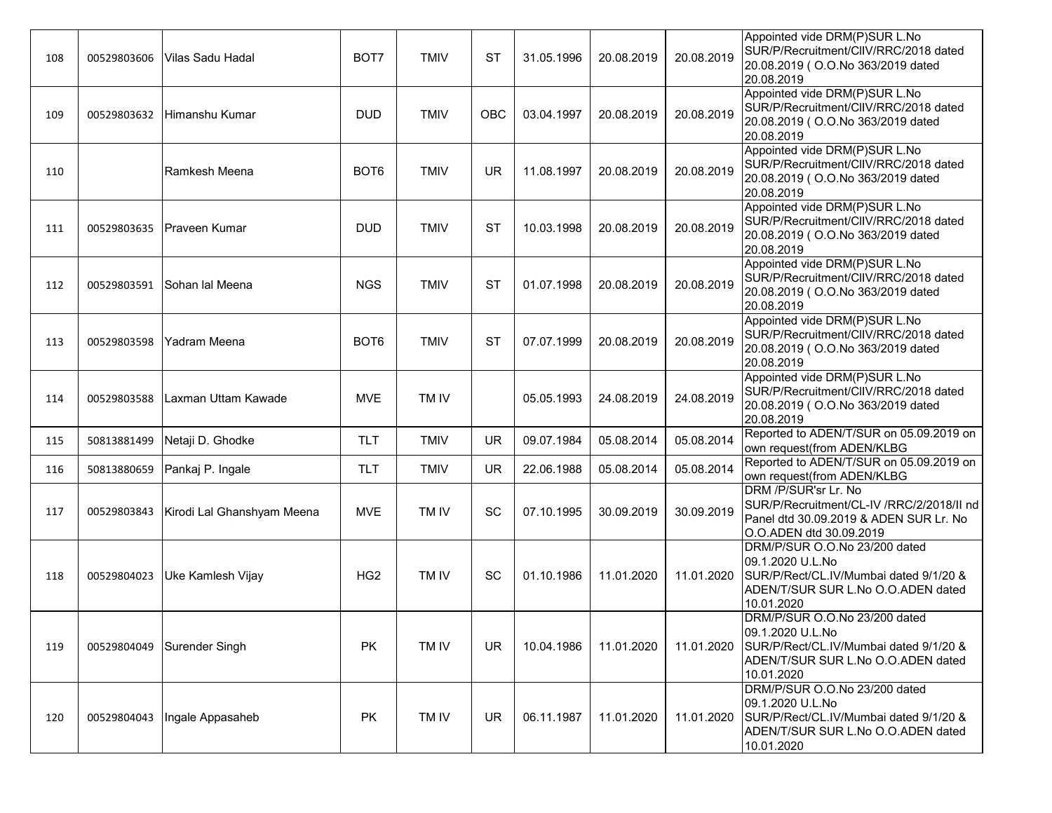| | | | | | | | | | |
|---|---|---|---|---|---|---|---|---|---|
| 108 | 00529803606 | Vilas Sadu Hadal | BOT7 | TMIV | ST | 31.05.1996 | 20.08.2019 | 20.08.2019 | Appointed vide DRM(P)SUR L.No SUR/P/Recruitment/CIIV/RRC/2018 dated 20.08.2019 ( O.O.No 363/2019 dated 20.08.2019 |
| 109 | 00529803632 | Himanshu Kumar | DUD | TMIV | OBC | 03.04.1997 | 20.08.2019 | 20.08.2019 | Appointed vide DRM(P)SUR L.No SUR/P/Recruitment/CIIV/RRC/2018 dated 20.08.2019 ( O.O.No 363/2019 dated 20.08.2019 |
| 110 | | Ramkesh Meena | BOT6 | TMIV | UR | 11.08.1997 | 20.08.2019 | 20.08.2019 | Appointed vide DRM(P)SUR L.No SUR/P/Recruitment/CIIV/RRC/2018 dated 20.08.2019 ( O.O.No 363/2019 dated 20.08.2019 |
| 111 | 00529803635 | Praveen Kumar | DUD | TMIV | ST | 10.03.1998 | 20.08.2019 | 20.08.2019 | Appointed vide DRM(P)SUR L.No SUR/P/Recruitment/CIIV/RRC/2018 dated 20.08.2019 ( O.O.No 363/2019 dated 20.08.2019 |
| 112 | 00529803591 | Sohan lal Meena | NGS | TMIV | ST | 01.07.1998 | 20.08.2019 | 20.08.2019 | Appointed vide DRM(P)SUR L.No SUR/P/Recruitment/CIIV/RRC/2018 dated 20.08.2019 ( O.O.No 363/2019 dated 20.08.2019 |
| 113 | 00529803598 | Yadram Meena | BOT6 | TMIV | ST | 07.07.1999 | 20.08.2019 | 20.08.2019 | Appointed vide DRM(P)SUR L.No SUR/P/Recruitment/CIIV/RRC/2018 dated 20.08.2019 ( O.O.No 363/2019 dated 20.08.2019 |
| 114 | 00529803588 | Laxman Uttam Kawade | MVE | TM IV | | 05.05.1993 | 24.08.2019 | 24.08.2019 | Appointed vide DRM(P)SUR L.No SUR/P/Recruitment/CIIV/RRC/2018 dated 20.08.2019 ( O.O.No 363/2019 dated 20.08.2019 |
| 115 | 50813881499 | Netaji D. Ghodke | TLT | TMIV | UR | 09.07.1984 | 05.08.2014 | 05.08.2014 | Reported to ADEN/T/SUR on 05.09.2019 on own request(from ADEN/KLBG |
| 116 | 50813880659 | Pankaj P. Ingale | TLT | TMIV | UR | 22.06.1988 | 05.08.2014 | 05.08.2014 | Reported to ADEN/T/SUR on 05.09.2019 on own request(from ADEN/KLBG |
| 117 | 00529803843 | Kirodi Lal Ghanshyam Meena | MVE | TM IV | SC | 07.10.1995 | 30.09.2019 | 30.09.2019 | DRM /P/SUR'sr Lr. No SUR/P/Recruitment/CL-IV /RRC/2/2018/II nd Panel dtd 30.09.2019 & ADEN SUR Lr. No O.O.ADEN dtd 30.09.2019 |
| 118 | 00529804023 | Uke Kamlesh Vijay | HG2 | TM IV | SC | 01.10.1986 | 11.01.2020 | 11.01.2020 | DRM/P/SUR O.O.No 23/200 dated 09.1.2020 U.L.No SUR/P/Rect/CL.IV/Mumbai dated 9/1/20 & ADEN/T/SUR SUR L.No O.O.ADEN dated 10.01.2020 |
| 119 | 00529804049 | Surender Singh | PK | TM IV | UR | 10.04.1986 | 11.01.2020 | 11.01.2020 | DRM/P/SUR O.O.No 23/200 dated 09.1.2020 U.L.No SUR/P/Rect/CL.IV/Mumbai dated 9/1/20 & ADEN/T/SUR SUR L.No O.O.ADEN dated 10.01.2020 |
| 120 | 00529804043 | Ingale Appasaheb | PK | TM IV | UR | 06.11.1987 | 11.01.2020 | 11.01.2020 | DRM/P/SUR O.O.No 23/200 dated 09.1.2020 U.L.No SUR/P/Rect/CL.IV/Mumbai dated 9/1/20 & ADEN/T/SUR SUR L.No O.O.ADEN dated 10.01.2020 |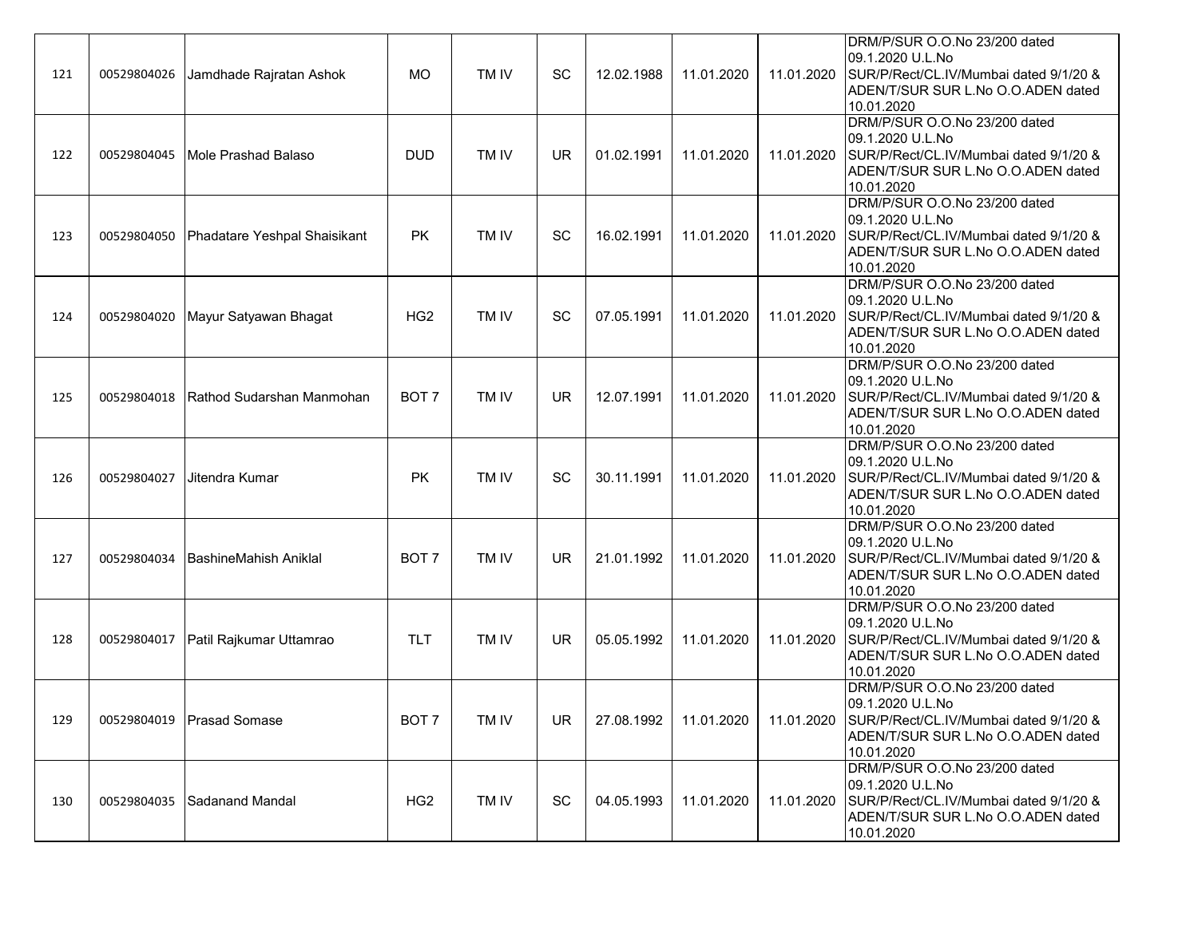| 121 | 00529804026 | Jamdhade Rajratan Ashok | MO | TM IV | SC | 12.02.1988 | 11.01.2020 | 11.01.2020 | DRM/P/SUR O.O.No 23/200 dated 09.1.2020 U.L.No SUR/P/Rect/CL.IV/Mumbai dated 9/1/20 & ADEN/T/SUR SUR L.No O.O.ADEN dated 10.01.2020 |
|---|---|---|---|---|---|---|---|---|---|
| 122 | 00529804045 | Mole Prashad Balaso | DUD | TM IV | UR | 01.02.1991 | 11.01.2020 | 11.01.2020 | DRM/P/SUR O.O.No 23/200 dated 09.1.2020 U.L.No SUR/P/Rect/CL.IV/Mumbai dated 9/1/20 & ADEN/T/SUR SUR L.No O.O.ADEN dated 10.01.2020 |
| 123 | 00529804050 | Phadatare Yeshpal Shaisikant | PK | TM IV | SC | 16.02.1991 | 11.01.2020 | 11.01.2020 | DRM/P/SUR O.O.No 23/200 dated 09.1.2020 U.L.No SUR/P/Rect/CL.IV/Mumbai dated 9/1/20 & ADEN/T/SUR SUR L.No O.O.ADEN dated 10.01.2020 |
| 124 | 00529804020 | Mayur Satyawan Bhagat | HG2 | TM IV | SC | 07.05.1991 | 11.01.2020 | 11.01.2020 | DRM/P/SUR O.O.No 23/200 dated 09.1.2020 U.L.No SUR/P/Rect/CL.IV/Mumbai dated 9/1/20 & ADEN/T/SUR SUR L.No O.O.ADEN dated 10.01.2020 |
| 125 | 00529804018 | Rathod Sudarshan Manmohan | BOT 7 | TM IV | UR | 12.07.1991 | 11.01.2020 | 11.01.2020 | DRM/P/SUR O.O.No 23/200 dated 09.1.2020 U.L.No SUR/P/Rect/CL.IV/Mumbai dated 9/1/20 & ADEN/T/SUR SUR L.No O.O.ADEN dated 10.01.2020 |
| 126 | 00529804027 | Jitendra Kumar | PK | TM IV | SC | 30.11.1991 | 11.01.2020 | 11.01.2020 | DRM/P/SUR O.O.No 23/200 dated 09.1.2020 U.L.No SUR/P/Rect/CL.IV/Mumbai dated 9/1/20 & ADEN/T/SUR SUR L.No O.O.ADEN dated 10.01.2020 |
| 127 | 00529804034 | BashineMahish Aniklal | BOT 7 | TM IV | UR | 21.01.1992 | 11.01.2020 | 11.01.2020 | DRM/P/SUR O.O.No 23/200 dated 09.1.2020 U.L.No SUR/P/Rect/CL.IV/Mumbai dated 9/1/20 & ADEN/T/SUR SUR L.No O.O.ADEN dated 10.01.2020 |
| 128 | 00529804017 | Patil Rajkumar Uttamrao | TLT | TM IV | UR | 05.05.1992 | 11.01.2020 | 11.01.2020 | DRM/P/SUR O.O.No 23/200 dated 09.1.2020 U.L.No SUR/P/Rect/CL.IV/Mumbai dated 9/1/20 & ADEN/T/SUR SUR L.No O.O.ADEN dated 10.01.2020 |
| 129 | 00529804019 | Prasad Somase | BOT 7 | TM IV | UR | 27.08.1992 | 11.01.2020 | 11.01.2020 | DRM/P/SUR O.O.No 23/200 dated 09.1.2020 U.L.No SUR/P/Rect/CL.IV/Mumbai dated 9/1/20 & ADEN/T/SUR SUR L.No O.O.ADEN dated 10.01.2020 |
| 130 | 00529804035 | Sadanand Mandal | HG2 | TM IV | SC | 04.05.1993 | 11.01.2020 | 11.01.2020 | DRM/P/SUR O.O.No 23/200 dated 09.1.2020 U.L.No SUR/P/Rect/CL.IV/Mumbai dated 9/1/20 & ADEN/T/SUR SUR L.No O.O.ADEN dated 10.01.2020 |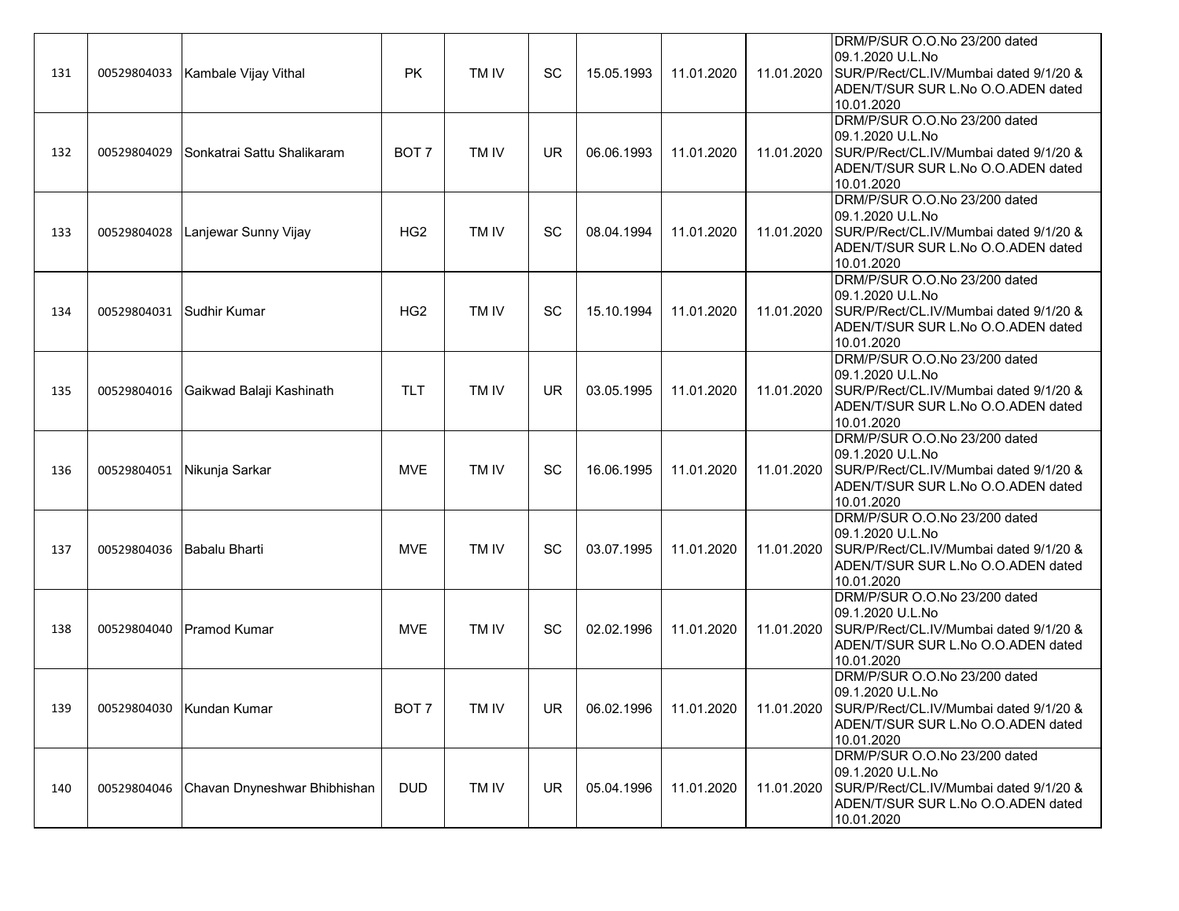| 131 | 00529804033 | Kambale Vijay Vithal | PK | TM IV | SC | 15.05.1993 | 11.01.2020 | 11.01.2020 | DRM/P/SUR O.O.No 23/200 dated 09.1.2020 U.L.No SUR/P/Rect/CL.IV/Mumbai dated 9/1/20 & ADEN/T/SUR SUR L.No O.O.ADEN dated 10.01.2020 |
|---|---|---|---|---|---|---|---|---|---|
| 132 | 00529804029 | Sonkatrai Sattu Shalikaram | BOT 7 | TM IV | UR | 06.06.1993 | 11.01.2020 | 11.01.2020 | DRM/P/SUR O.O.No 23/200 dated 09.1.2020 U.L.No SUR/P/Rect/CL.IV/Mumbai dated 9/1/20 & ADEN/T/SUR SUR L.No O.O.ADEN dated 10.01.2020 |
| 133 | 00529804028 | Lanjewar Sunny Vijay | HG2 | TM IV | SC | 08.04.1994 | 11.01.2020 | 11.01.2020 | DRM/P/SUR O.O.No 23/200 dated 09.1.2020 U.L.No SUR/P/Rect/CL.IV/Mumbai dated 9/1/20 & ADEN/T/SUR SUR L.No O.O.ADEN dated 10.01.2020 |
| 134 | 00529804031 | Sudhir Kumar | HG2 | TM IV | SC | 15.10.1994 | 11.01.2020 | 11.01.2020 | DRM/P/SUR O.O.No 23/200 dated 09.1.2020 U.L.No SUR/P/Rect/CL.IV/Mumbai dated 9/1/20 & ADEN/T/SUR SUR L.No O.O.ADEN dated 10.01.2020 |
| 135 | 00529804016 | Gaikwad Balaji Kashinath | TLT | TM IV | UR | 03.05.1995 | 11.01.2020 | 11.01.2020 | DRM/P/SUR O.O.No 23/200 dated 09.1.2020 U.L.No SUR/P/Rect/CL.IV/Mumbai dated 9/1/20 & ADEN/T/SUR SUR L.No O.O.ADEN dated 10.01.2020 |
| 136 | 00529804051 | Nikunja Sarkar | MVE | TM IV | SC | 16.06.1995 | 11.01.2020 | 11.01.2020 | DRM/P/SUR O.O.No 23/200 dated 09.1.2020 U.L.No SUR/P/Rect/CL.IV/Mumbai dated 9/1/20 & ADEN/T/SUR SUR L.No O.O.ADEN dated 10.01.2020 |
| 137 | 00529804036 | Babalu Bharti | MVE | TM IV | SC | 03.07.1995 | 11.01.2020 | 11.01.2020 | DRM/P/SUR O.O.No 23/200 dated 09.1.2020 U.L.No SUR/P/Rect/CL.IV/Mumbai dated 9/1/20 & ADEN/T/SUR SUR L.No O.O.ADEN dated 10.01.2020 |
| 138 | 00529804040 | Pramod Kumar | MVE | TM IV | SC | 02.02.1996 | 11.01.2020 | 11.01.2020 | DRM/P/SUR O.O.No 23/200 dated 09.1.2020 U.L.No SUR/P/Rect/CL.IV/Mumbai dated 9/1/20 & ADEN/T/SUR SUR L.No O.O.ADEN dated 10.01.2020 |
| 139 | 00529804030 | Kundan Kumar | BOT 7 | TM IV | UR | 06.02.1996 | 11.01.2020 | 11.01.2020 | DRM/P/SUR O.O.No 23/200 dated 09.1.2020 U.L.No SUR/P/Rect/CL.IV/Mumbai dated 9/1/20 & ADEN/T/SUR SUR L.No O.O.ADEN dated 10.01.2020 |
| 140 | 00529804046 | Chavan Dnyneshwar Bhibhishan | DUD | TM IV | UR | 05.04.1996 | 11.01.2020 | 11.01.2020 | DRM/P/SUR O.O.No 23/200 dated 09.1.2020 U.L.No SUR/P/Rect/CL.IV/Mumbai dated 9/1/20 & ADEN/T/SUR SUR L.No O.O.ADEN dated 10.01.2020 |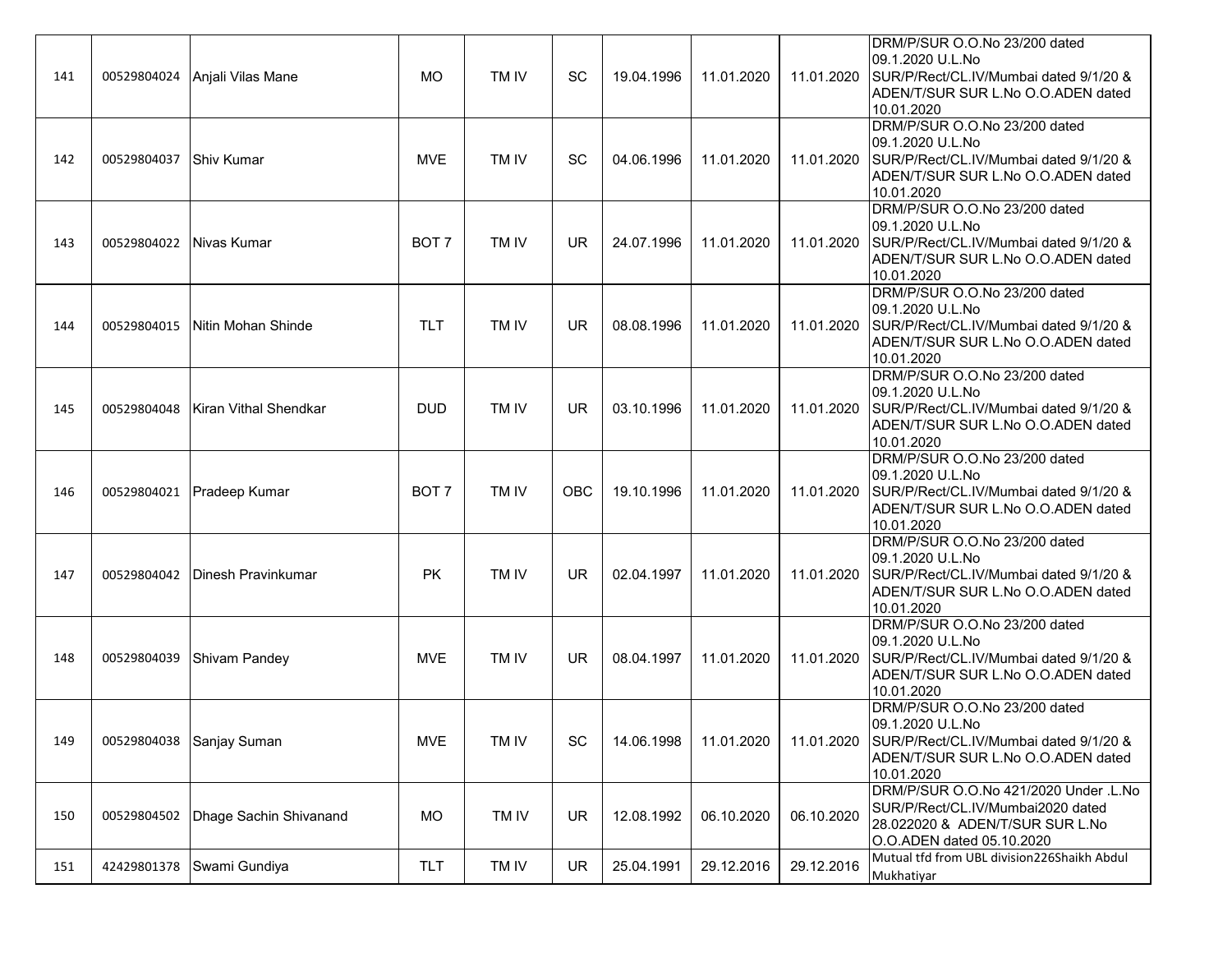| 141 | 00529804024 | Anjali Vilas Mane | MO | TM IV | SC | 19.04.1996 | 11.01.2020 | 11.01.2020 | DRM/P/SUR O.O.No 23/200 dated 09.1.2020 U.L.No SUR/P/Rect/CL.IV/Mumbai dated 9/1/20 & ADEN/T/SUR SUR L.No O.O.ADEN dated 10.01.2020 |
|---|---|---|---|---|---|---|---|---|---|
| 142 | 00529804037 | Shiv Kumar | MVE | TM IV | SC | 04.06.1996 | 11.01.2020 | 11.01.2020 | DRM/P/SUR O.O.No 23/200 dated 09.1.2020 U.L.No SUR/P/Rect/CL.IV/Mumbai dated 9/1/20 & ADEN/T/SUR SUR L.No O.O.ADEN dated 10.01.2020 |
| 143 | 00529804022 | Nivas Kumar | BOT 7 | TM IV | UR | 24.07.1996 | 11.01.2020 | 11.01.2020 | DRM/P/SUR O.O.No 23/200 dated 09.1.2020 U.L.No SUR/P/Rect/CL.IV/Mumbai dated 9/1/20 & ADEN/T/SUR SUR L.No O.O.ADEN dated 10.01.2020 |
| 144 | 00529804015 | Nitin Mohan Shinde | TLT | TM IV | UR | 08.08.1996 | 11.01.2020 | 11.01.2020 | DRM/P/SUR O.O.No 23/200 dated 09.1.2020 U.L.No SUR/P/Rect/CL.IV/Mumbai dated 9/1/20 & ADEN/T/SUR SUR L.No O.O.ADEN dated 10.01.2020 |
| 145 | 00529804048 | Kiran Vithal Shendkar | DUD | TM IV | UR | 03.10.1996 | 11.01.2020 | 11.01.2020 | DRM/P/SUR O.O.No 23/200 dated 09.1.2020 U.L.No SUR/P/Rect/CL.IV/Mumbai dated 9/1/20 & ADEN/T/SUR SUR L.No O.O.ADEN dated 10.01.2020 |
| 146 | 00529804021 | Pradeep Kumar | BOT 7 | TM IV | OBC | 19.10.1996 | 11.01.2020 | 11.01.2020 | DRM/P/SUR O.O.No 23/200 dated 09.1.2020 U.L.No SUR/P/Rect/CL.IV/Mumbai dated 9/1/20 & ADEN/T/SUR SUR L.No O.O.ADEN dated 10.01.2020 |
| 147 | 00529804042 | Dinesh Pravinkumar | PK | TM IV | UR | 02.04.1997 | 11.01.2020 | 11.01.2020 | DRM/P/SUR O.O.No 23/200 dated 09.1.2020 U.L.No SUR/P/Rect/CL.IV/Mumbai dated 9/1/20 & ADEN/T/SUR SUR L.No O.O.ADEN dated 10.01.2020 |
| 148 | 00529804039 | Shivam Pandey | MVE | TM IV | UR | 08.04.1997 | 11.01.2020 | 11.01.2020 | DRM/P/SUR O.O.No 23/200 dated 09.1.2020 U.L.No SUR/P/Rect/CL.IV/Mumbai dated 9/1/20 & ADEN/T/SUR SUR L.No O.O.ADEN dated 10.01.2020 |
| 149 | 00529804038 | Sanjay Suman | MVE | TM IV | SC | 14.06.1998 | 11.01.2020 | 11.01.2020 | DRM/P/SUR O.O.No 23/200 dated 09.1.2020 U.L.No SUR/P/Rect/CL.IV/Mumbai dated 9/1/20 & ADEN/T/SUR SUR L.No O.O.ADEN dated 10.01.2020 |
| 150 | 00529804502 | Dhage Sachin Shivanand | MO | TM IV | UR | 12.08.1992 | 06.10.2020 | 06.10.2020 | DRM/P/SUR O.O.No 421/2020 Under .L.No SUR/P/Rect/CL.IV/Mumbai2020 dated 28.022020 & ADEN/T/SUR SUR L.No O.O.ADEN dated 05.10.2020 |
| 151 | 42429801378 | Swami Gundiya | TLT | TM IV | UR | 25.04.1991 | 29.12.2016 | 29.12.2016 | Mutual tfd from UBL division226Shaikh Abdul Mukhatiyar |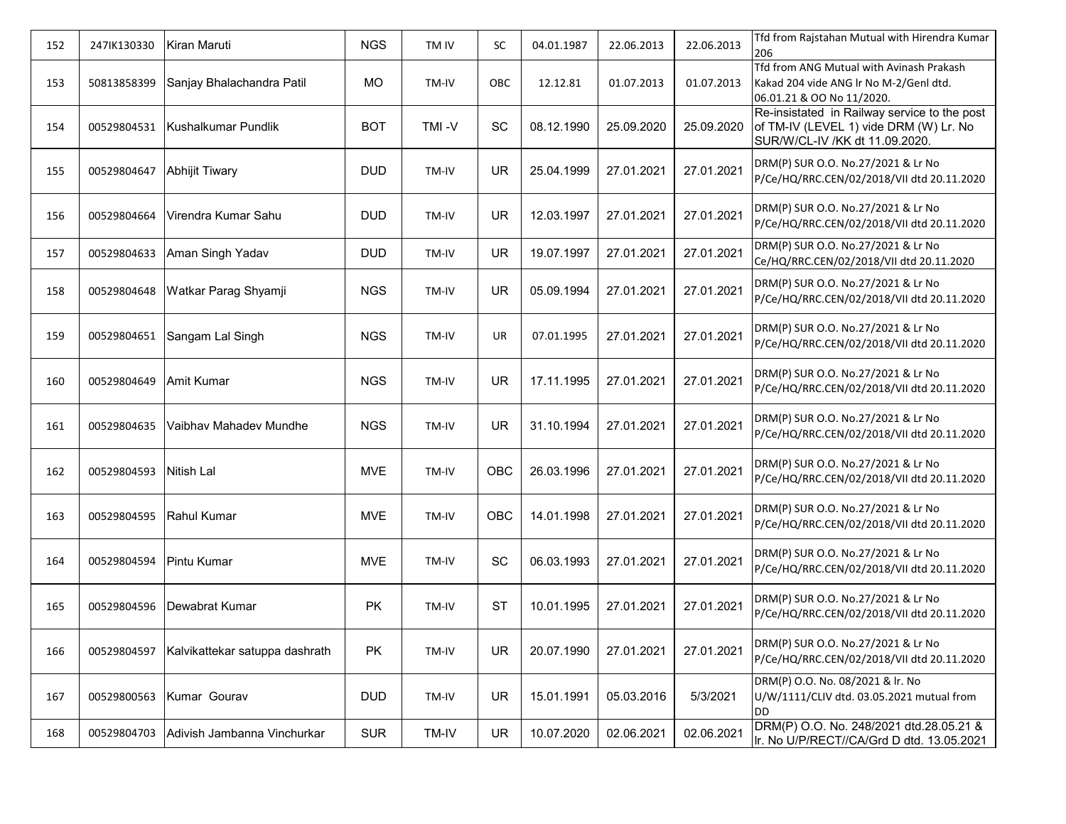| 152 | 247IK130330 | Kiran Maruti | NGS | TM IV | SC | 04.01.1987 | 22.06.2013 | 22.06.2013 | Tfd from Rajstahan Mutual with Hirendra Kumar 206 |
|---|---|---|---|---|---|---|---|---|---|
| 153 | 50813858399 | Sanjay Bhalachandra Patil | MO | TM-IV | OBC | 12.12.81 | 01.07.2013 | 01.07.2013 | Tfd from ANG Mutual with Avinash Prakash Kakad 204 vide ANG lr No M-2/Genl dtd. 06.01.21 & OO No 11/2020. |
| 154 | 00529804531 | Kushalkumar Pundlik | BOT | TMI -V | SC | 08.12.1990 | 25.09.2020 | 25.09.2020 | Re-insistated in Railway service to the post of TM-IV (LEVEL 1) vide DRM (W) Lr. No SUR/W/CL-IV /KK dt 11.09.2020. |
| 155 | 00529804647 | Abhijit Tiwary | DUD | TM-IV | UR | 25.04.1999 | 27.01.2021 | 27.01.2021 | DRM(P) SUR O.O. No.27/2021 & Lr No P/Ce/HQ/RRC.CEN/02/2018/VII dtd 20.11.2020 |
| 156 | 00529804664 | Virendra Kumar Sahu | DUD | TM-IV | UR | 12.03.1997 | 27.01.2021 | 27.01.2021 | DRM(P) SUR O.O. No.27/2021 & Lr No P/Ce/HQ/RRC.CEN/02/2018/VII dtd 20.11.2020 |
| 157 | 00529804633 | Aman Singh Yadav | DUD | TM-IV | UR | 19.07.1997 | 27.01.2021 | 27.01.2021 | DRM(P) SUR O.O. No.27/2021 & Lr No Ce/HQ/RRC.CEN/02/2018/VII dtd 20.11.2020 |
| 158 | 00529804648 | Watkar Parag Shyamji | NGS | TM-IV | UR | 05.09.1994 | 27.01.2021 | 27.01.2021 | DRM(P) SUR O.O. No.27/2021 & Lr No P/Ce/HQ/RRC.CEN/02/2018/VII dtd 20.11.2020 |
| 159 | 00529804651 | Sangam Lal Singh | NGS | TM-IV | UR | 07.01.1995 | 27.01.2021 | 27.01.2021 | DRM(P) SUR O.O. No.27/2021 & Lr No P/Ce/HQ/RRC.CEN/02/2018/VII dtd 20.11.2020 |
| 160 | 00529804649 | Amit Kumar | NGS | TM-IV | UR | 17.11.1995 | 27.01.2021 | 27.01.2021 | DRM(P) SUR O.O. No.27/2021 & Lr No P/Ce/HQ/RRC.CEN/02/2018/VII dtd 20.11.2020 |
| 161 | 00529804635 | Vaibhav Mahadev Mundhe | NGS | TM-IV | UR | 31.10.1994 | 27.01.2021 | 27.01.2021 | DRM(P) SUR O.O. No.27/2021 & Lr No P/Ce/HQ/RRC.CEN/02/2018/VII dtd 20.11.2020 |
| 162 | 00529804593 | Nitish Lal | MVE | TM-IV | OBC | 26.03.1996 | 27.01.2021 | 27.01.2021 | DRM(P) SUR O.O. No.27/2021 & Lr No P/Ce/HQ/RRC.CEN/02/2018/VII dtd 20.11.2020 |
| 163 | 00529804595 | Rahul Kumar | MVE | TM-IV | OBC | 14.01.1998 | 27.01.2021 | 27.01.2021 | DRM(P) SUR O.O. No.27/2021 & Lr No P/Ce/HQ/RRC.CEN/02/2018/VII dtd 20.11.2020 |
| 164 | 00529804594 | Pintu Kumar | MVE | TM-IV | SC | 06.03.1993 | 27.01.2021 | 27.01.2021 | DRM(P) SUR O.O. No.27/2021 & Lr No P/Ce/HQ/RRC.CEN/02/2018/VII dtd 20.11.2020 |
| 165 | 00529804596 | Dewabrat Kumar | PK | TM-IV | ST | 10.01.1995 | 27.01.2021 | 27.01.2021 | DRM(P) SUR O.O. No.27/2021 & Lr No P/Ce/HQ/RRC.CEN/02/2018/VII dtd 20.11.2020 |
| 166 | 00529804597 | Kalvikattekar satuppa dashrath | PK | TM-IV | UR | 20.07.1990 | 27.01.2021 | 27.01.2021 | DRM(P) SUR O.O. No.27/2021 & Lr No P/Ce/HQ/RRC.CEN/02/2018/VII dtd 20.11.2020 |
| 167 | 00529800563 | Kumar Gourav | DUD | TM-IV | UR | 15.01.1991 | 05.03.2016 | 5/3/2021 | DRM(P) O.O. No. 08/2021 & lr. No U/W/1111/CLIV dtd. 03.05.2021 mutual from DD |
| 168 | 00529804703 | Adivish Jambanna Vinchurkar | SUR | TM-IV | UR | 10.07.2020 | 02.06.2021 | 02.06.2021 | DRM(P) O.O. No. 248/2021 dtd.28.05.21 & lr. No U/P/RECT//CA/Grd D dtd. 13.05.2021 |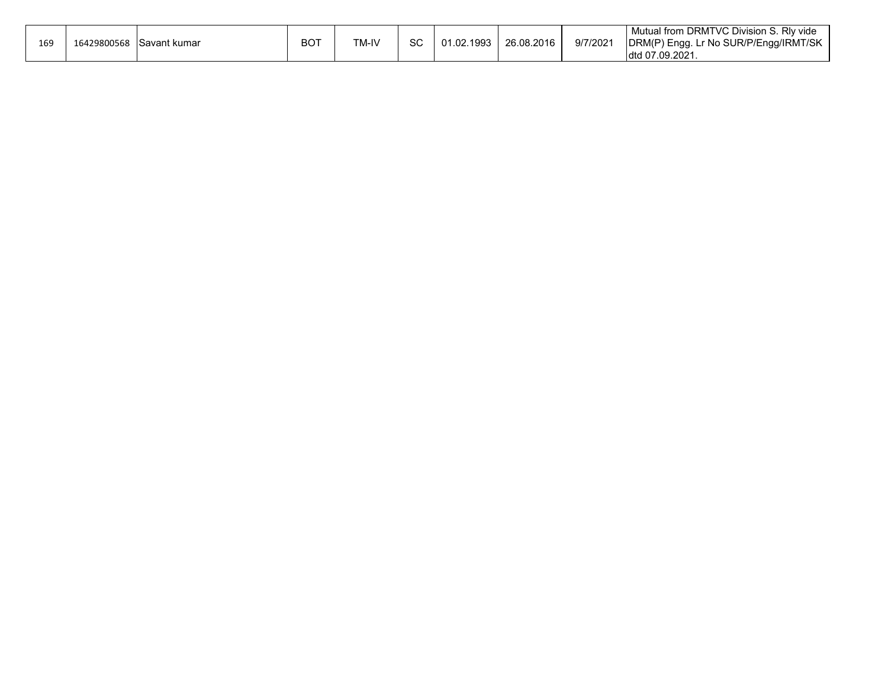| | | | | | | | | | |
|---|---|---|---|---|---|---|---|---|---|
| 169 | 16429800568 | Savant kumar | BOT | TM-IV | SC | 01.02.1993 | 26.08.2016 | 9/7/2021 | Mutual from DRMTVC Division S. Rly vide DRM(P) Engg. Lr No SUR/P/Engg/IRMT/SK dtd 07.09.2021. |